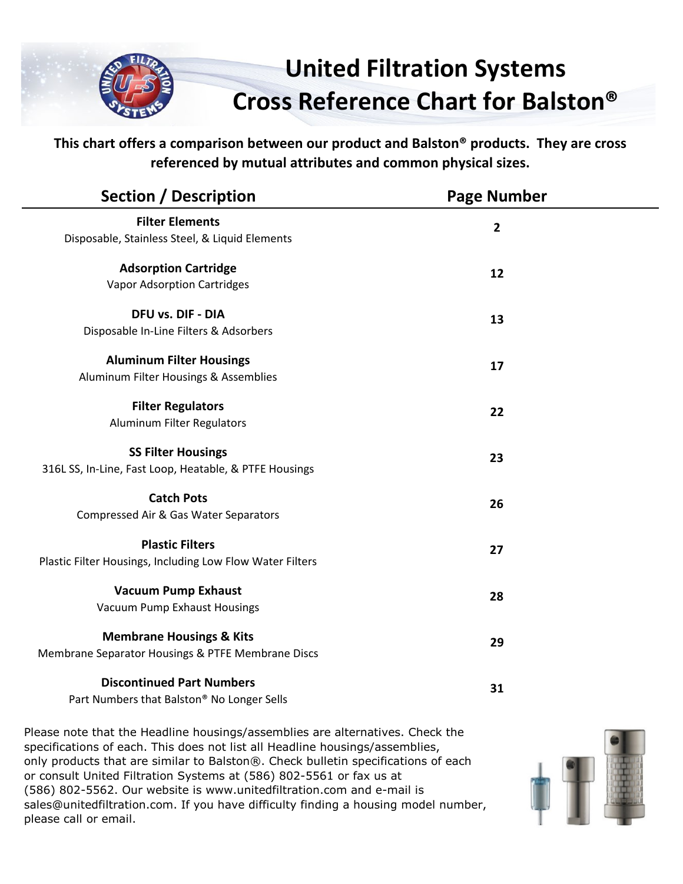# United Filtration Systems
# Cross Reference Chart for Balston®

**This chart offers a comparison between our product and Balston® products. They are cross referenced by mutual attributes and common physical sizes.**

| Section / Description | Page Number |
|---|---|
| **Filter Elements**<br>Disposable, Stainless Steel, & Liquid Elements | **2** |
| **Adsorption Cartridge**<br>Vapor Adsorption Cartridges | **12** |
| **DFU vs. DIF - DIA**<br>Disposable In-Line Filters & Adsorbers | **13** |
| **Aluminum Filter Housings**<br>Aluminum Filter Housings & Assemblies | **17** |
| **Filter Regulators**<br>Aluminum Filter Regulators | **22** |
| **SS Filter Housings**<br>316L SS, In-Line, Fast Loop, Heatable, & PTFE Housings | **23** |
| **Catch Pots**<br>Compressed Air & Gas Water Separators | **26** |
| **Plastic Filters**<br>Plastic Filter Housings, Including Low Flow Water Filters | **27** |
| **Vacuum Pump Exhaust**<br>Vacuum Pump Exhaust Housings | **28** |
| **Membrane Housings & Kits**<br>Membrane Separator Housings & PTFE Membrane Discs | **29** |
| **Discontinued Part Numbers**<br>Part Numbers that Balston® No Longer Sells | **31** |

Please note that the Headline housings/assemblies are alternatives. Check the specifications of each. This does not list all Headline housings/assemblies, only products that are similar to Balston®. Check bulletin specifications of each or consult United Filtration Systems at (586) 802-5561 or fax us at (586) 802-5562. Our website is www.unitedfiltration.com and e-mail is sales@unitedfiltration.com. If you have difficulty finding a housing model number, please call or email.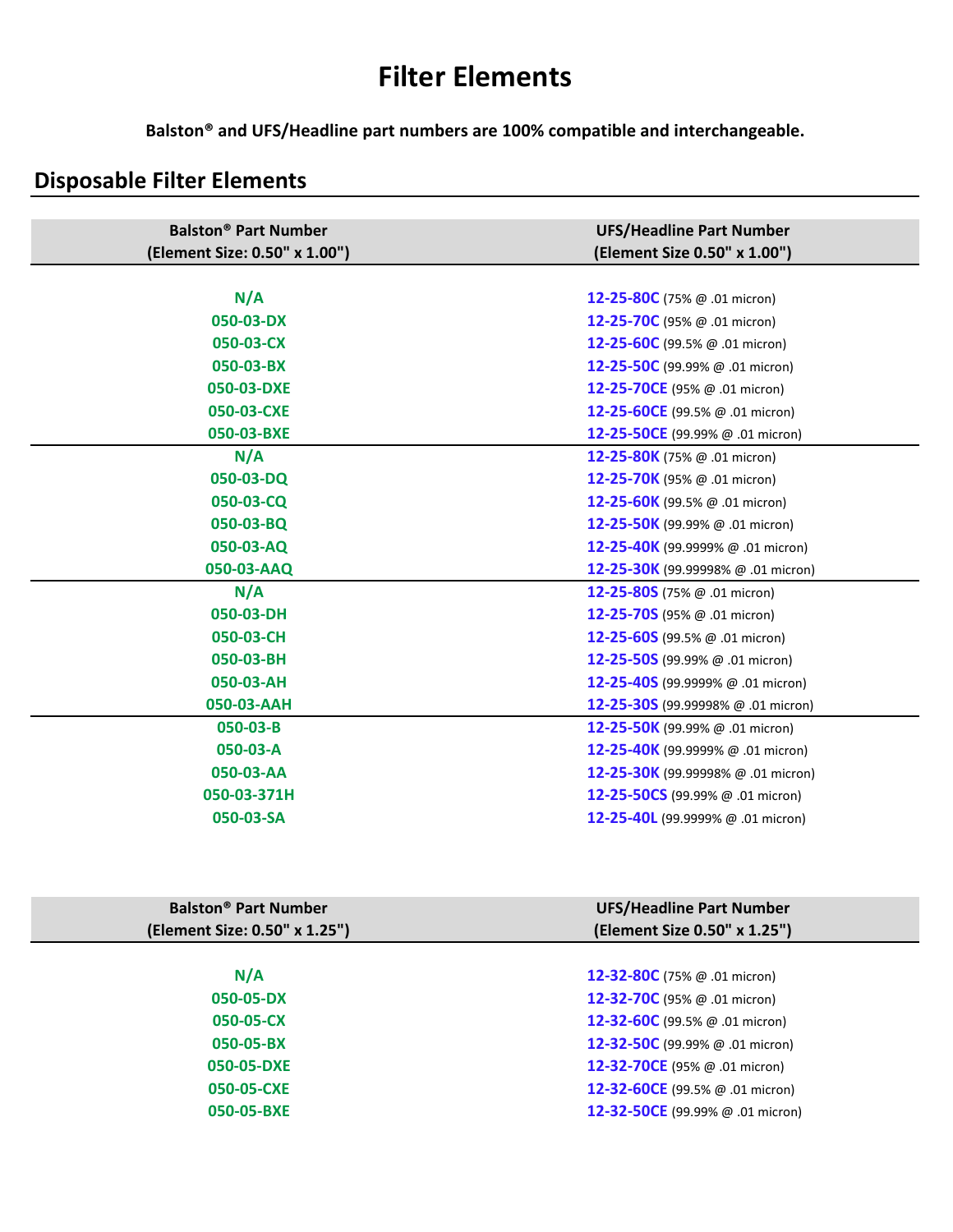# Filter Elements

**Balston® and UFS/Headline part numbers are 100% compatible and interchangeable.**

## Disposable Filter Elements

| Balston® Part Number (Element Size: 0.50" x 1.00") | UFS/Headline Part Number (Element Size 0.50" x 1.00") |
|---|---|
| **N/A** | **12-25-80C** (75% @ .01 micron) |
| **050-03-DX** | **12-25-70C** (95% @ .01 micron) |
| **050-03-CX** | **12-25-60C** (99.5% @ .01 micron) |
| **050-03-BX** | **12-25-50C** (99.99% @ .01 micron) |
| **050-03-DXE** | **12-25-70CE** (95% @ .01 micron) |
| **050-03-CXE** | **12-25-60CE** (99.5% @ .01 micron) |
| **050-03-BXE** | **12-25-50CE** (99.99% @ .01 micron) |
| **N/A** | **12-25-80K** (75% @ .01 micron) |
| **050-03-DQ** | **12-25-70K** (95% @ .01 micron) |
| **050-03-CQ** | **12-25-60K** (99.5% @ .01 micron) |
| **050-03-BQ** | **12-25-50K** (99.99% @ .01 micron) |
| **050-03-AQ** | **12-25-40K** (99.9999% @ .01 micron) |
| **050-03-AAQ** | **12-25-30K** (99.99998% @ .01 micron) |
| **N/A** | **12-25-80S** (75% @ .01 micron) |
| **050-03-DH** | **12-25-70S** (95% @ .01 micron) |
| **050-03-CH** | **12-25-60S** (99.5% @ .01 micron) |
| **050-03-BH** | **12-25-50S** (99.99% @ .01 micron) |
| **050-03-AH** | **12-25-40S** (99.9999% @ .01 micron) |
| **050-03-AAH** | **12-25-30S** (99.99998% @ .01 micron) |
| **050-03-B** | **12-25-50K** (99.99% @ .01 micron) |
| **050-03-A** | **12-25-40K** (99.9999% @ .01 micron) |
| **050-03-AA** | **12-25-30K** (99.99998% @ .01 micron) |
| **050-03-371H** | **12-25-50CS** (99.99% @ .01 micron) |
| **050-03-SA** | **12-25-40L** (99.9999% @ .01 micron) |

| Balston® Part Number (Element Size: 0.50" x 1.25") | UFS/Headline Part Number (Element Size 0.50" x 1.25") |
|---|---|
| **N/A** | **12-32-80C** (75% @ .01 micron) |
| **050-05-DX** | **12-32-70C** (95% @ .01 micron) |
| **050-05-CX** | **12-32-60C** (99.5% @ .01 micron) |
| **050-05-BX** | **12-32-50C** (99.99% @ .01 micron) |
| **050-05-DXE** | **12-32-70CE** (95% @ .01 micron) |
| **050-05-CXE** | **12-32-60CE** (99.5% @ .01 micron) |
| **050-05-BXE** | **12-32-50CE** (99.99% @ .01 micron) |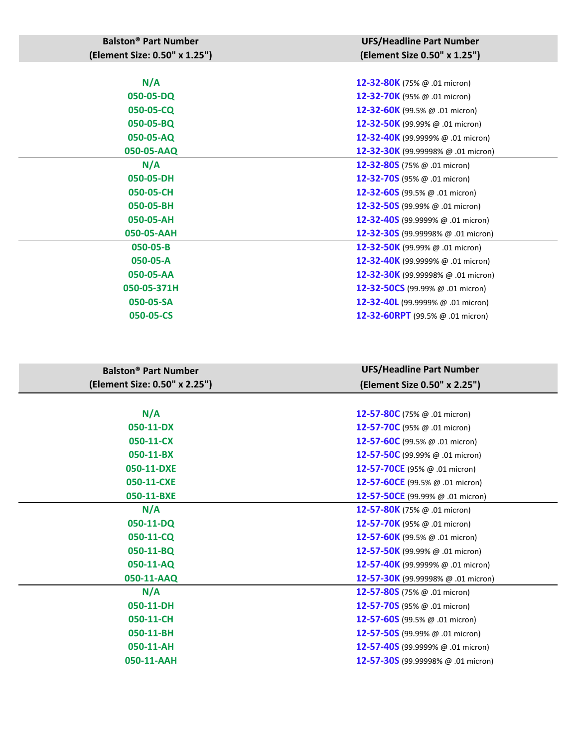| Balston® Part Number (Element Size: 0.50" x 1.25") | UFS/Headline Part Number (Element Size 0.50" x 1.25") |
|---|---|
| N/A | 12-32-80K (75% @ .01 micron) |
| 050-05-DQ | 12-32-70K (95% @ .01 micron) |
| 050-05-CQ | 12-32-60K (99.5% @ .01 micron) |
| 050-05-BQ | 12-32-50K (99.99% @ .01 micron) |
| 050-05-AQ | 12-32-40K (99.9999% @ .01 micron) |
| 050-05-AAQ | 12-32-30K (99.99998% @ .01 micron) |
| N/A | 12-32-80S (75% @ .01 micron) |
| 050-05-DH | 12-32-70S (95% @ .01 micron) |
| 050-05-CH | 12-32-60S (99.5% @ .01 micron) |
| 050-05-BH | 12-32-50S (99.99% @ .01 micron) |
| 050-05-AH | 12-32-40S (99.9999% @ .01 micron) |
| 050-05-AAH | 12-32-30S (99.99998% @ .01 micron) |
| 050-05-B | 12-32-50K (99.99% @ .01 micron) |
| 050-05-A | 12-32-40K (99.9999% @ .01 micron) |
| 050-05-AA | 12-32-30K (99.99998% @ .01 micron) |
| 050-05-371H | 12-32-50CS (99.99% @ .01 micron) |
| 050-05-SA | 12-32-40L (99.9999% @ .01 micron) |
| 050-05-CS | 12-32-60RPT (99.5% @ .01 micron) |

| Balston® Part Number (Element Size: 0.50" x 2.25") | UFS/Headline Part Number (Element Size 0.50" x 2.25") |
|---|---|
| N/A | 12-57-80C (75% @ .01 micron) |
| 050-11-DX | 12-57-70C (95% @ .01 micron) |
| 050-11-CX | 12-57-60C (99.5% @ .01 micron) |
| 050-11-BX | 12-57-50C (99.99% @ .01 micron) |
| 050-11-DXE | 12-57-70CE (95% @ .01 micron) |
| 050-11-CXE | 12-57-60CE (99.5% @ .01 micron) |
| 050-11-BXE | 12-57-50CE (99.99% @ .01 micron) |
| N/A | 12-57-80K (75% @ .01 micron) |
| 050-11-DQ | 12-57-70K (95% @ .01 micron) |
| 050-11-CQ | 12-57-60K (99.5% @ .01 micron) |
| 050-11-BQ | 12-57-50K (99.99% @ .01 micron) |
| 050-11-AQ | 12-57-40K (99.9999% @ .01 micron) |
| 050-11-AAQ | 12-57-30K (99.99998% @ .01 micron) |
| N/A | 12-57-80S (75% @ .01 micron) |
| 050-11-DH | 12-57-70S (95% @ .01 micron) |
| 050-11-CH | 12-57-60S (99.5% @ .01 micron) |
| 050-11-BH | 12-57-50S (99.99% @ .01 micron) |
| 050-11-AH | 12-57-40S (99.9999% @ .01 micron) |
| 050-11-AAH | 12-57-30S (99.99998% @ .01 micron) |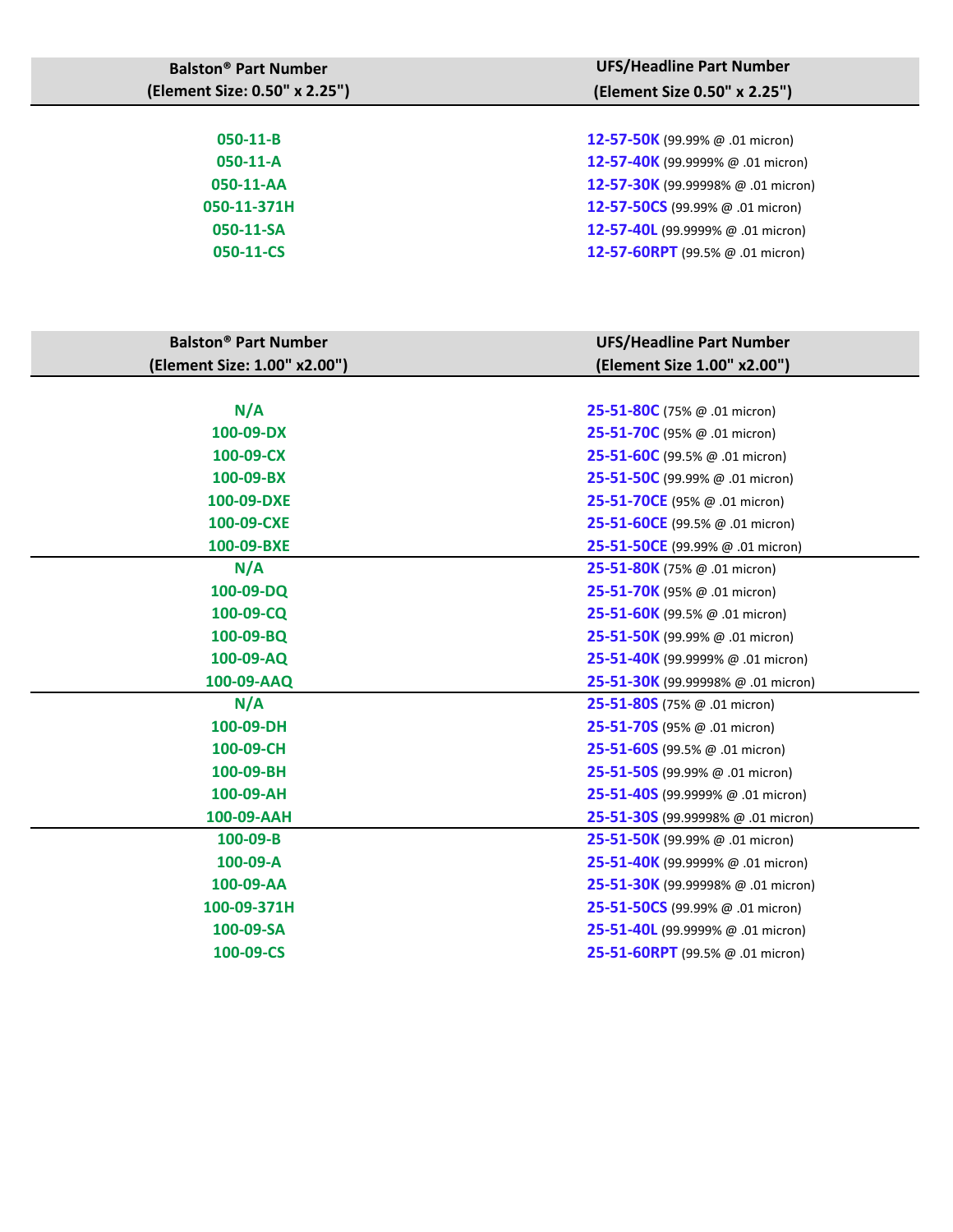| Balston® Part Number (Element Size: 0.50" x 2.25") | UFS/Headline Part Number (Element Size 0.50" x 2.25") |
|---|---|
| **050-11-B** | **12-57-50K** (99.99% @ .01 micron) |
| **050-11-A** | **12-57-40K** (99.9999% @ .01 micron) |
| **050-11-AA** | **12-57-30K** (99.99998% @ .01 micron) |
| **050-11-371H** | **12-57-50CS** (99.99% @ .01 micron) |
| **050-11-SA** | **12-57-40L** (99.9999% @ .01 micron) |
| **050-11-CS** | **12-57-60RPT** (99.5% @ .01 micron) |

| Balston® Part Number (Element Size: 1.00" x2.00") | UFS/Headline Part Number (Element Size 1.00" x2.00") |
|---|---|
| **N/A** | **25-51-80C** (75% @ .01 micron) |
| **100-09-DX** | **25-51-70C** (95% @ .01 micron) |
| **100-09-CX** | **25-51-60C** (99.5% @ .01 micron) |
| **100-09-BX** | **25-51-50C** (99.99% @ .01 micron) |
| **100-09-DXE** | **25-51-70CE** (95% @ .01 micron) |
| **100-09-CXE** | **25-51-60CE** (99.5% @ .01 micron) |
| **100-09-BXE** | **25-51-50CE** (99.99% @ .01 micron) |
| **N/A** | **25-51-80K** (75% @ .01 micron) |
| **100-09-DQ** | **25-51-70K** (95% @ .01 micron) |
| **100-09-CQ** | **25-51-60K** (99.5% @ .01 micron) |
| **100-09-BQ** | **25-51-50K** (99.99% @ .01 micron) |
| **100-09-AQ** | **25-51-40K** (99.9999% @ .01 micron) |
| **100-09-AAQ** | **25-51-30K** (99.99998% @ .01 micron) |
| **N/A** | **25-51-80S** (75% @ .01 micron) |
| **100-09-DH** | **25-51-70S** (95% @ .01 micron) |
| **100-09-CH** | **25-51-60S** (99.5% @ .01 micron) |
| **100-09-BH** | **25-51-50S** (99.99% @ .01 micron) |
| **100-09-AH** | **25-51-40S** (99.9999% @ .01 micron) |
| **100-09-AAH** | **25-51-30S** (99.99998% @ .01 micron) |
| **100-09-B** | **25-51-50K** (99.99% @ .01 micron) |
| **100-09-A** | **25-51-40K** (99.9999% @ .01 micron) |
| **100-09-AA** | **25-51-30K** (99.99998% @ .01 micron) |
| **100-09-371H** | **25-51-50CS** (99.99% @ .01 micron) |
| **100-09-SA** | **25-51-40L** (99.9999% @ .01 micron) |
| **100-09-CS** | **25-51-60RPT** (99.5% @ .01 micron) |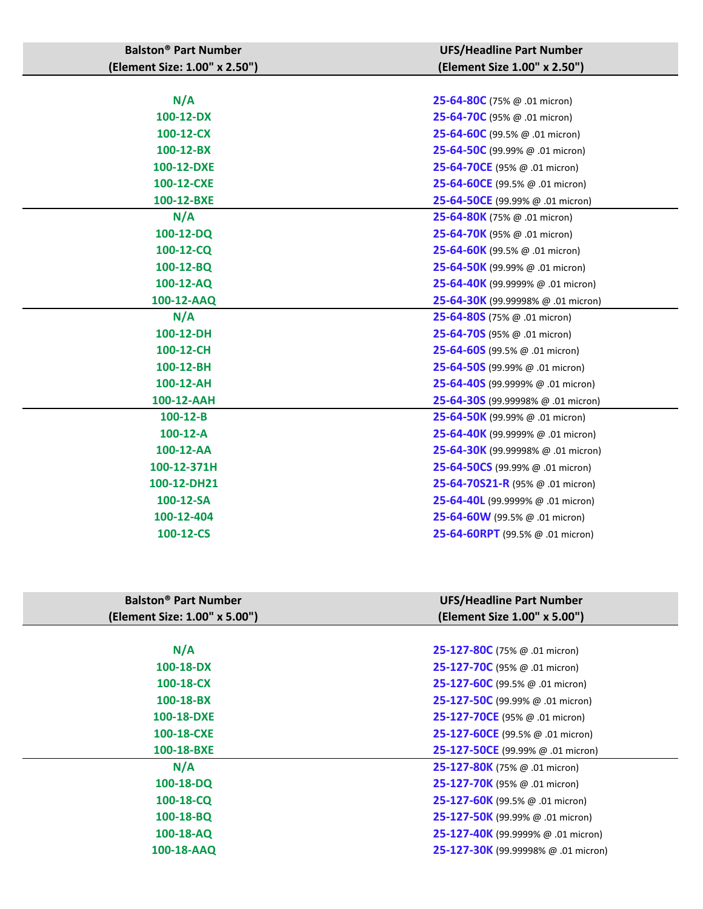| Balston® Part Number (Element Size: 1.00" x 2.50") | UFS/Headline Part Number (Element Size 1.00" x 2.50") |
|---|---|
| N/A | **25-64-80C** (75% @ .01 micron) |
| 100-12-DX | **25-64-70C** (95% @ .01 micron) |
| 100-12-CX | **25-64-60C** (99.5% @ .01 micron) |
| 100-12-BX | **25-64-50C** (99.99% @ .01 micron) |
| 100-12-DXE | **25-64-70CE** (95% @ .01 micron) |
| 100-12-CXE | **25-64-60CE** (99.5% @ .01 micron) |
| 100-12-BXE | **25-64-50CE** (99.99% @ .01 micron) |
| N/A | **25-64-80K** (75% @ .01 micron) |
| 100-12-DQ | **25-64-70K** (95% @ .01 micron) |
| 100-12-CQ | **25-64-60K** (99.5% @ .01 micron) |
| 100-12-BQ | **25-64-50K** (99.99% @ .01 micron) |
| 100-12-AQ | **25-64-40K** (99.9999% @ .01 micron) |
| 100-12-AAQ | **25-64-30K** (99.99998% @ .01 micron) |
| N/A | **25-64-80S** (75% @ .01 micron) |
| 100-12-DH | **25-64-70S** (95% @ .01 micron) |
| 100-12-CH | **25-64-60S** (99.5% @ .01 micron) |
| 100-12-BH | **25-64-50S** (99.99% @ .01 micron) |
| 100-12-AH | **25-64-40S** (99.9999% @ .01 micron) |
| 100-12-AAH | **25-64-30S** (99.99998% @ .01 micron) |
| 100-12-B | **25-64-50K** (99.99% @ .01 micron) |
| 100-12-A | **25-64-40K** (99.9999% @ .01 micron) |
| 100-12-AA | **25-64-30K** (99.99998% @ .01 micron) |
| 100-12-371H | **25-64-50CS** (99.99% @ .01 micron) |
| 100-12-DH21 | **25-64-70S21-R** (95% @ .01 micron) |
| 100-12-SA | **25-64-40L** (99.9999% @ .01 micron) |
| 100-12-404 | **25-64-60W** (99.5% @ .01 micron) |
| 100-12-CS | **25-64-60RPT** (99.5% @ .01 micron) |

| Balston® Part Number (Element Size: 1.00" x 5.00") | UFS/Headline Part Number (Element Size 1.00" x 5.00") |
|---|---|
| N/A | **25-127-80C** (75% @ .01 micron) |
| 100-18-DX | **25-127-70C** (95% @ .01 micron) |
| 100-18-CX | **25-127-60C** (99.5% @ .01 micron) |
| 100-18-BX | **25-127-50C** (99.99% @ .01 micron) |
| 100-18-DXE | **25-127-70CE** (95% @ .01 micron) |
| 100-18-CXE | **25-127-60CE** (99.5% @ .01 micron) |
| 100-18-BXE | **25-127-50CE** (99.99% @ .01 micron) |
| N/A | **25-127-80K** (75% @ .01 micron) |
| 100-18-DQ | **25-127-70K** (95% @ .01 micron) |
| 100-18-CQ | **25-127-60K** (99.5% @ .01 micron) |
| 100-18-BQ | **25-127-50K** (99.99% @ .01 micron) |
| 100-18-AQ | **25-127-40K** (99.9999% @ .01 micron) |
| 100-18-AAQ | **25-127-30K** (99.99998% @ .01 micron) |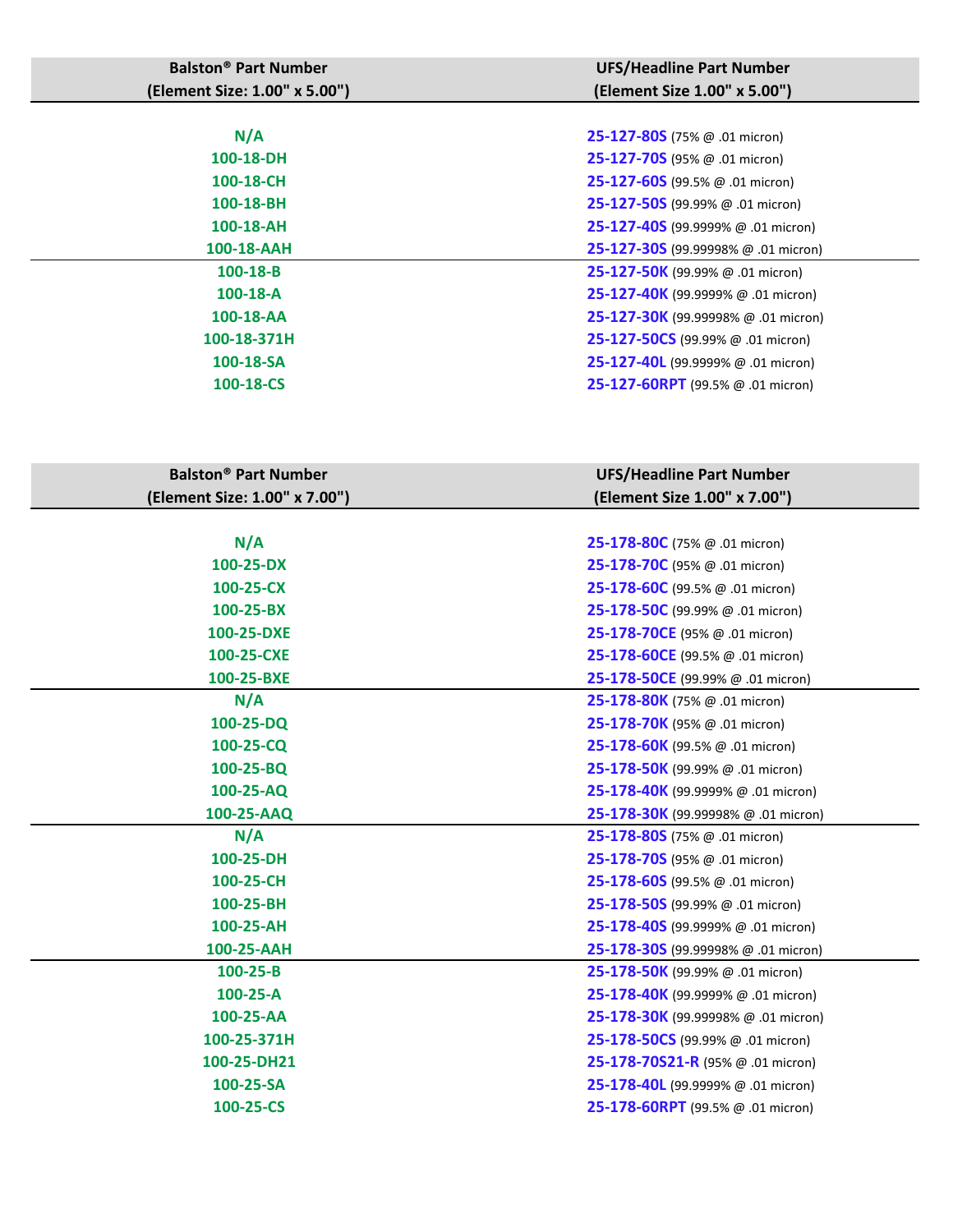| Balston® Part Number (Element Size: 1.00" x 5.00") | UFS/Headline Part Number (Element Size 1.00" x 5.00") |
|---|---|
| N/A | **25-127-80S** (75% @ .01 micron) |
| 100-18-DH | **25-127-70S** (95% @ .01 micron) |
| 100-18-CH | **25-127-60S** (99.5% @ .01 micron) |
| 100-18-BH | **25-127-50S** (99.99% @ .01 micron) |
| 100-18-AH | **25-127-40S** (99.9999% @ .01 micron) |
| 100-18-AAH | **25-127-30S** (99.99998% @ .01 micron) |
| 100-18-B | **25-127-50K** (99.99% @ .01 micron) |
| 100-18-A | **25-127-40K** (99.9999% @ .01 micron) |
| 100-18-AA | **25-127-30K** (99.99998% @ .01 micron) |
| 100-18-371H | **25-127-50CS** (99.99% @ .01 micron) |
| 100-18-SA | **25-127-40L** (99.9999% @ .01 micron) |
| 100-18-CS | **25-127-60RPT** (99.5% @ .01 micron) |

| Balston® Part Number (Element Size: 1.00" x 7.00") | UFS/Headline Part Number (Element Size 1.00" x 7.00") |
|---|---|
| N/A | **25-178-80C** (75% @ .01 micron) |
| 100-25-DX | **25-178-70C** (95% @ .01 micron) |
| 100-25-CX | **25-178-60C** (99.5% @ .01 micron) |
| 100-25-BX | **25-178-50C** (99.99% @ .01 micron) |
| 100-25-DXE | **25-178-70CE** (95% @ .01 micron) |
| 100-25-CXE | **25-178-60CE** (99.5% @ .01 micron) |
| 100-25-BXE | **25-178-50CE** (99.99% @ .01 micron) |
| N/A | **25-178-80K** (75% @ .01 micron) |
| 100-25-DQ | **25-178-70K** (95% @ .01 micron) |
| 100-25-CQ | **25-178-60K** (99.5% @ .01 micron) |
| 100-25-BQ | **25-178-50K** (99.99% @ .01 micron) |
| 100-25-AQ | **25-178-40K** (99.9999% @ .01 micron) |
| 100-25-AAQ | **25-178-30K** (99.99998% @ .01 micron) |
| N/A | **25-178-80S** (75% @ .01 micron) |
| 100-25-DH | **25-178-70S** (95% @ .01 micron) |
| 100-25-CH | **25-178-60S** (99.5% @ .01 micron) |
| 100-25-BH | **25-178-50S** (99.99% @ .01 micron) |
| 100-25-AH | **25-178-40S** (99.9999% @ .01 micron) |
| 100-25-AAH | **25-178-30S** (99.99998% @ .01 micron) |
| 100-25-B | **25-178-50K** (99.99% @ .01 micron) |
| 100-25-A | **25-178-40K** (99.9999% @ .01 micron) |
| 100-25-AA | **25-178-30K** (99.99998% @ .01 micron) |
| 100-25-371H | **25-178-50CS** (99.99% @ .01 micron) |
| 100-25-DH21 | **25-178-70S21-R** (95% @ .01 micron) |
| 100-25-SA | **25-178-40L** (99.9999% @ .01 micron) |
| 100-25-CS | **25-178-60RPT** (99.5% @ .01 micron) |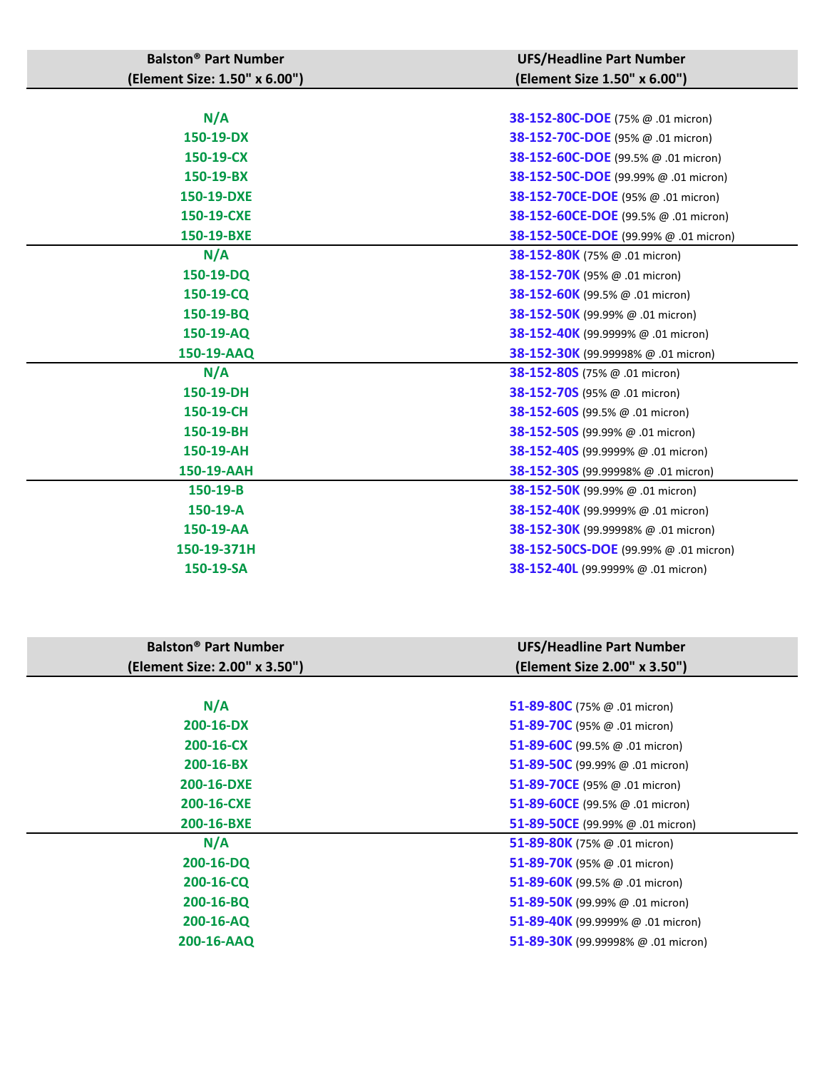| Balston® Part Number (Element Size: 1.50" x 6.00") | UFS/Headline Part Number (Element Size 1.50" x 6.00") |
|---|---|
| N/A | **38-152-80C-DOE** (75% @ .01 micron) |
| 150-19-DX | **38-152-70C-DOE** (95% @ .01 micron) |
| 150-19-CX | **38-152-60C-DOE** (99.5% @ .01 micron) |
| 150-19-BX | **38-152-50C-DOE** (99.99% @ .01 micron) |
| 150-19-DXE | **38-152-70CE-DOE** (95% @ .01 micron) |
| 150-19-CXE | **38-152-60CE-DOE** (99.5% @ .01 micron) |
| 150-19-BXE | **38-152-50CE-DOE** (99.99% @ .01 micron) |
| N/A | **38-152-80K** (75% @ .01 micron) |
| 150-19-DQ | **38-152-70K** (95% @ .01 micron) |
| 150-19-CQ | **38-152-60K** (99.5% @ .01 micron) |
| 150-19-BQ | **38-152-50K** (99.99% @ .01 micron) |
| 150-19-AQ | **38-152-40K** (99.9999% @ .01 micron) |
| 150-19-AAQ | **38-152-30K** (99.99998% @ .01 micron) |
| N/A | **38-152-80S** (75% @ .01 micron) |
| 150-19-DH | **38-152-70S** (95% @ .01 micron) |
| 150-19-CH | **38-152-60S** (99.5% @ .01 micron) |
| 150-19-BH | **38-152-50S** (99.99% @ .01 micron) |
| 150-19-AH | **38-152-40S** (99.9999% @ .01 micron) |
| 150-19-AAH | **38-152-30S** (99.99998% @ .01 micron) |
| 150-19-B | **38-152-50K** (99.99% @ .01 micron) |
| 150-19-A | **38-152-40K** (99.9999% @ .01 micron) |
| 150-19-AA | **38-152-30K** (99.99998% @ .01 micron) |
| 150-19-371H | **38-152-50CS-DOE** (99.99% @ .01 micron) |
| 150-19-SA | **38-152-40L** (99.9999% @ .01 micron) |

| Balston® Part Number (Element Size: 2.00" x 3.50") | UFS/Headline Part Number (Element Size 2.00" x 3.50") |
|---|---|
| N/A | **51-89-80C** (75% @ .01 micron) |
| 200-16-DX | **51-89-70C** (95% @ .01 micron) |
| 200-16-CX | **51-89-60C** (99.5% @ .01 micron) |
| 200-16-BX | **51-89-50C** (99.99% @ .01 micron) |
| 200-16-DXE | **51-89-70CE** (95% @ .01 micron) |
| 200-16-CXE | **51-89-60CE** (99.5% @ .01 micron) |
| 200-16-BXE | **51-89-50CE** (99.99% @ .01 micron) |
| N/A | **51-89-80K** (75% @ .01 micron) |
| 200-16-DQ | **51-89-70K** (95% @ .01 micron) |
| 200-16-CQ | **51-89-60K** (99.5% @ .01 micron) |
| 200-16-BQ | **51-89-50K** (99.99% @ .01 micron) |
| 200-16-AQ | **51-89-40K** (99.9999% @ .01 micron) |
| 200-16-AAQ | **51-89-30K** (99.99998% @ .01 micron) |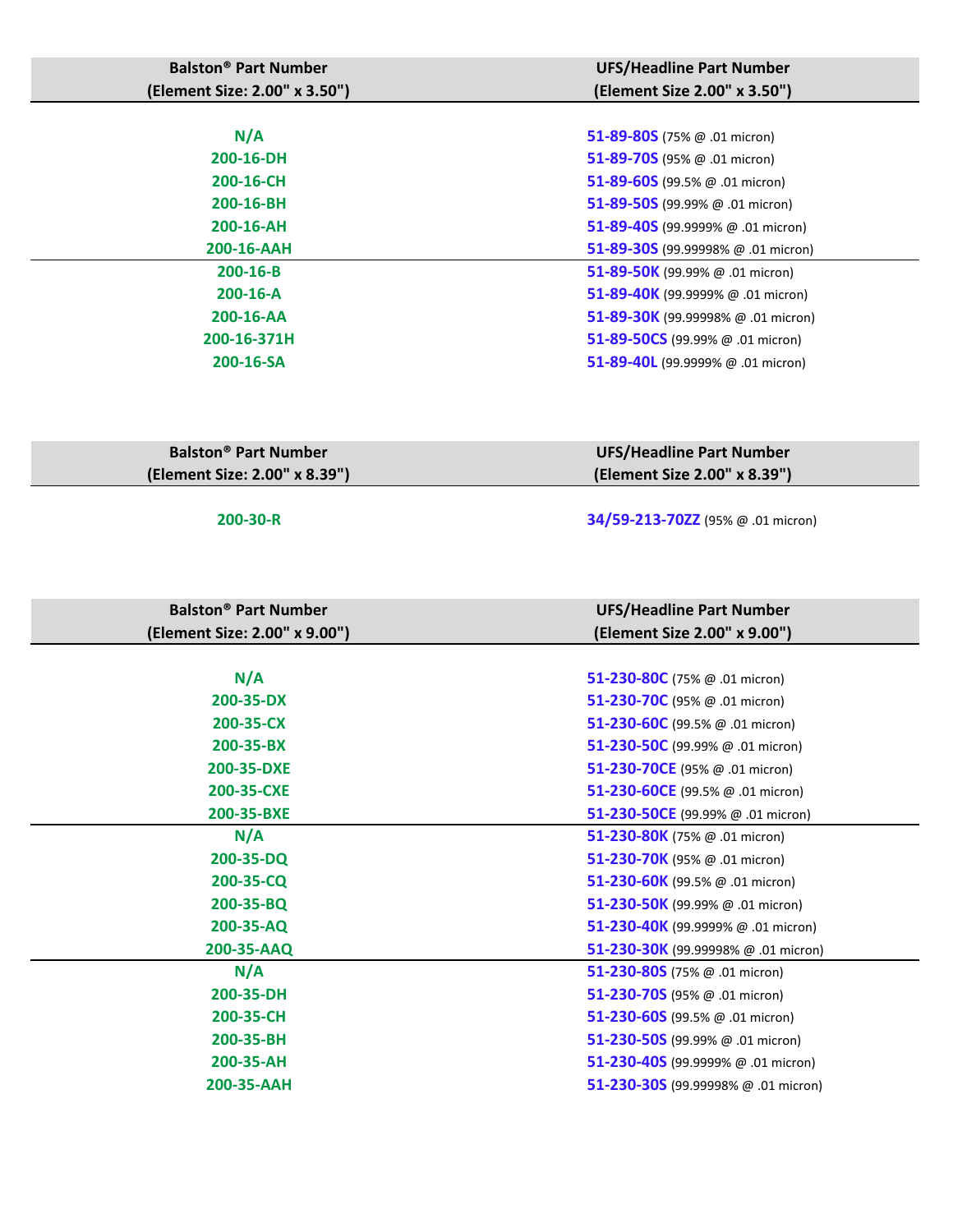| Balston® Part Number (Element Size: 2.00" x 3.50") | UFS/Headline Part Number (Element Size 2.00" x 3.50") |
|---|---|
| N/A | **51-89-80S** (75% @ .01 micron) |
| 200-16-DH | **51-89-70S** (95% @ .01 micron) |
| 200-16-CH | **51-89-60S** (99.5% @ .01 micron) |
| 200-16-BH | **51-89-50S** (99.99% @ .01 micron) |
| 200-16-AH | **51-89-40S** (99.9999% @ .01 micron) |
| 200-16-AAH | **51-89-30S** (99.99998% @ .01 micron) |
| 200-16-B | **51-89-50K** (99.99% @ .01 micron) |
| 200-16-A | **51-89-40K** (99.9999% @ .01 micron) |
| 200-16-AA | **51-89-30K** (99.99998% @ .01 micron) |
| 200-16-371H | **51-89-50CS** (99.99% @ .01 micron) |
| 200-16-SA | **51-89-40L** (99.9999% @ .01 micron) |

| Balston® Part Number (Element Size: 2.00" x 8.39") | UFS/Headline Part Number (Element Size 2.00" x 8.39") |
|---|---|
| 200-30-R | **34/59-213-70ZZ** (95% @ .01 micron) |

| Balston® Part Number (Element Size: 2.00" x 9.00") | UFS/Headline Part Number (Element Size 2.00" x 9.00") |
|---|---|
| N/A | **51-230-80C** (75% @ .01 micron) |
| 200-35-DX | **51-230-70C** (95% @ .01 micron) |
| 200-35-CX | **51-230-60C** (99.5% @ .01 micron) |
| 200-35-BX | **51-230-50C** (99.99% @ .01 micron) |
| 200-35-DXE | **51-230-70CE** (95% @ .01 micron) |
| 200-35-CXE | **51-230-60CE** (99.5% @ .01 micron) |
| 200-35-BXE | **51-230-50CE** (99.99% @ .01 micron) |
| N/A | **51-230-80K** (75% @ .01 micron) |
| 200-35-DQ | **51-230-70K** (95% @ .01 micron) |
| 200-35-CQ | **51-230-60K** (99.5% @ .01 micron) |
| 200-35-BQ | **51-230-50K** (99.99% @ .01 micron) |
| 200-35-AQ | **51-230-40K** (99.9999% @ .01 micron) |
| 200-35-AAQ | **51-230-30K** (99.99998% @ .01 micron) |
| N/A | **51-230-80S** (75% @ .01 micron) |
| 200-35-DH | **51-230-70S** (95% @ .01 micron) |
| 200-35-CH | **51-230-60S** (99.5% @ .01 micron) |
| 200-35-BH | **51-230-50S** (99.99% @ .01 micron) |
| 200-35-AH | **51-230-40S** (99.9999% @ .01 micron) |
| 200-35-AAH | **51-230-30S** (99.99998% @ .01 micron) |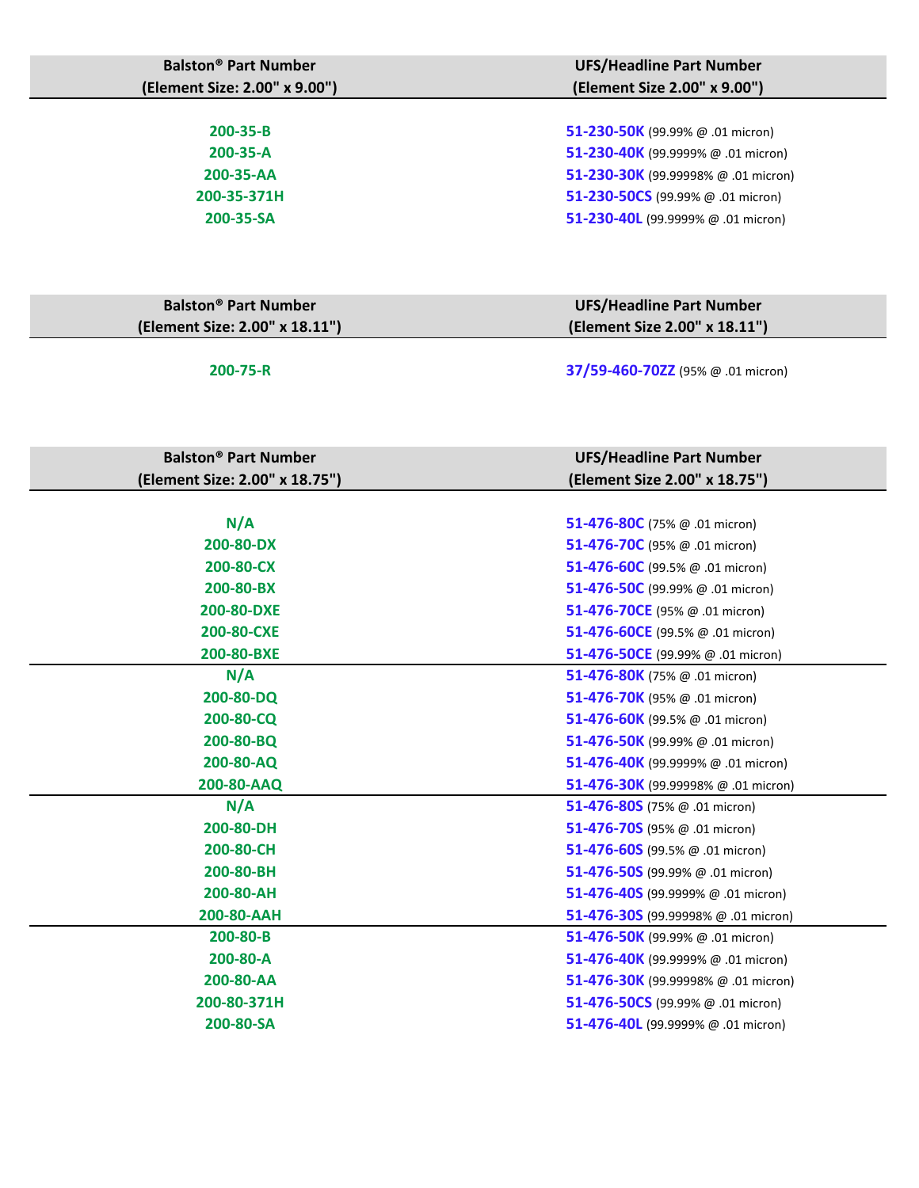| Balston® Part Number (Element Size: 2.00" x 9.00") | UFS/Headline Part Number (Element Size 2.00" x 9.00") |
|---|---|
| 200-35-B | 51-230-50K (99.99% @ .01 micron) |
| 200-35-A | 51-230-40K (99.9999% @ .01 micron) |
| 200-35-AA | 51-230-30K (99.99998% @ .01 micron) |
| 200-35-371H | 51-230-50CS (99.99% @ .01 micron) |
| 200-35-SA | 51-230-40L (99.9999% @ .01 micron) |

| Balston® Part Number (Element Size: 2.00" x 18.11") | UFS/Headline Part Number (Element Size 2.00" x 18.11") |
|---|---|
| 200-75-R | 37/59-460-70ZZ (95% @ .01 micron) |

| Balston® Part Number (Element Size: 2.00" x 18.75") | UFS/Headline Part Number (Element Size 2.00" x 18.75") |
|---|---|
| N/A | 51-476-80C (75% @ .01 micron) |
| 200-80-DX | 51-476-70C (95% @ .01 micron) |
| 200-80-CX | 51-476-60C (99.5% @ .01 micron) |
| 200-80-BX | 51-476-50C (99.99% @ .01 micron) |
| 200-80-DXE | 51-476-70CE (95% @ .01 micron) |
| 200-80-CXE | 51-476-60CE (99.5% @ .01 micron) |
| 200-80-BXE | 51-476-50CE (99.99% @ .01 micron) |
| N/A | 51-476-80K (75% @ .01 micron) |
| 200-80-DQ | 51-476-70K (95% @ .01 micron) |
| 200-80-CQ | 51-476-60K (99.5% @ .01 micron) |
| 200-80-BQ | 51-476-50K (99.99% @ .01 micron) |
| 200-80-AQ | 51-476-40K (99.9999% @ .01 micron) |
| 200-80-AAQ | 51-476-30K (99.99998% @ .01 micron) |
| N/A | 51-476-80S (75% @ .01 micron) |
| 200-80-DH | 51-476-70S (95% @ .01 micron) |
| 200-80-CH | 51-476-60S (99.5% @ .01 micron) |
| 200-80-BH | 51-476-50S (99.99% @ .01 micron) |
| 200-80-AH | 51-476-40S (99.9999% @ .01 micron) |
| 200-80-AAH | 51-476-30S (99.99998% @ .01 micron) |
| 200-80-B | 51-476-50K (99.99% @ .01 micron) |
| 200-80-A | 51-476-40K (99.9999% @ .01 micron) |
| 200-80-AA | 51-476-30K (99.99998% @ .01 micron) |
| 200-80-371H | 51-476-50CS (99.99% @ .01 micron) |
| 200-80-SA | 51-476-40L (99.9999% @ .01 micron) |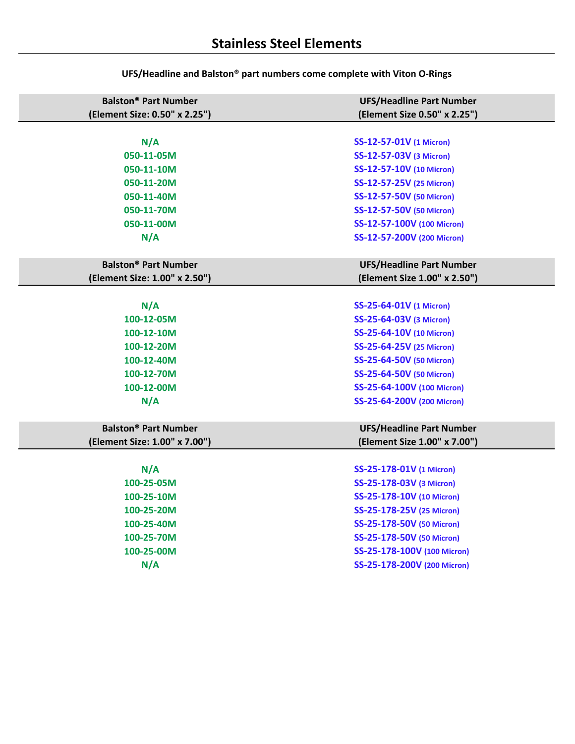# Stainless Steel Elements

**UFS/Headline and Balston® part numbers come complete with Viton O-Rings**

| Balston® Part Number (Element Size: 0.50" x 2.25") | UFS/Headline Part Number (Element Size 0.50" x 2.25") |
|---|---|
| N/A | SS-12-57-01V (1 Micron) |
| 050-11-05M | SS-12-57-03V (3 Micron) |
| 050-11-10M | SS-12-57-10V (10 Micron) |
| 050-11-20M | SS-12-57-25V (25 Micron) |
| 050-11-40M | SS-12-57-50V (50 Micron) |
| 050-11-70M | SS-12-57-50V (50 Micron) |
| 050-11-00M | SS-12-57-100V (100 Micron) |
| N/A | SS-12-57-200V (200 Micron) |

| Balston® Part Number (Element Size: 1.00" x 2.50") | UFS/Headline Part Number (Element Size 1.00" x 2.50") |
|---|---|
| N/A | SS-25-64-01V (1 Micron) |
| 100-12-05M | SS-25-64-03V (3 Micron) |
| 100-12-10M | SS-25-64-10V (10 Micron) |
| 100-12-20M | SS-25-64-25V (25 Micron) |
| 100-12-40M | SS-25-64-50V (50 Micron) |
| 100-12-70M | SS-25-64-50V (50 Micron) |
| 100-12-00M | SS-25-64-100V (100 Micron) |
| N/A | SS-25-64-200V (200 Micron) |

| Balston® Part Number (Element Size: 1.00" x 7.00") | UFS/Headline Part Number (Element Size 1.00" x 7.00") |
|---|---|
| N/A | SS-25-178-01V (1 Micron) |
| 100-25-05M | SS-25-178-03V (3 Micron) |
| 100-25-10M | SS-25-178-10V (10 Micron) |
| 100-25-20M | SS-25-178-25V (25 Micron) |
| 100-25-40M | SS-25-178-50V (50 Micron) |
| 100-25-70M | SS-25-178-50V (50 Micron) |
| 100-25-00M | SS-25-178-100V (100 Micron) |
| N/A | SS-25-178-200V (200 Micron) |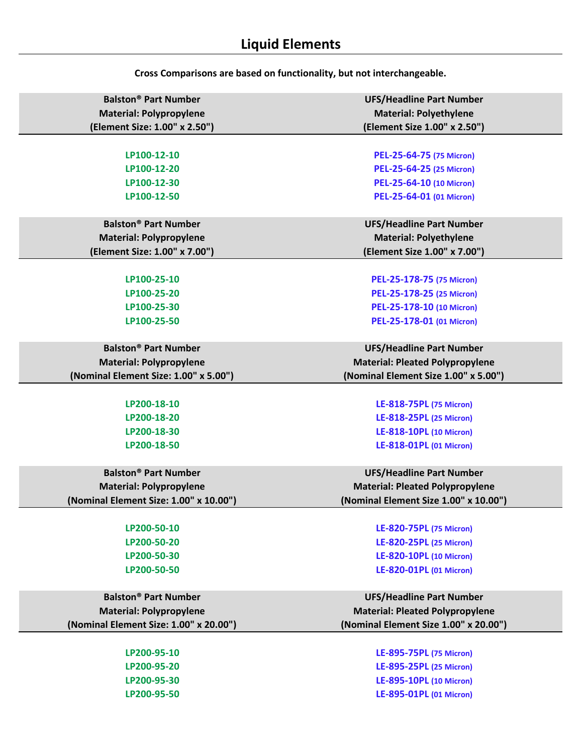# Liquid Elements

**Cross Comparisons are based on functionality, but not interchangeable.**

| Balston® Part Number<br>Material: Polypropylene<br>(Element Size: 1.00" x 2.50") | UFS/Headline Part Number<br>Material: Polyethylene<br>(Element Size 1.00" x 2.50") |
|---|---|
| LP100-12-10 | PEL-25-64-75 (75 Micron) |
| LP100-12-20 | PEL-25-64-25 (25 Micron) |
| LP100-12-30 | PEL-25-64-10 (10 Micron) |
| LP100-12-50 | PEL-25-64-01 (01 Micron) |

| Balston® Part Number<br>Material: Polypropylene<br>(Element Size: 1.00" x 7.00") | UFS/Headline Part Number<br>Material: Polyethylene<br>(Element Size 1.00" x 7.00") |
|---|---|
| LP100-25-10 | PEL-25-178-75 (75 Micron) |
| LP100-25-20 | PEL-25-178-25 (25 Micron) |
| LP100-25-30 | PEL-25-178-10 (10 Micron) |
| LP100-25-50 | PEL-25-178-01 (01 Micron) |

| Balston® Part Number<br>Material: Polypropylene<br>(Nominal Element Size: 1.00" x 5.00") | UFS/Headline Part Number<br>Material: Pleated Polypropylene<br>(Nominal Element Size 1.00" x 5.00") |
|---|---|
| LP200-18-10 | LE-818-75PL (75 Micron) |
| LP200-18-20 | LE-818-25PL (25 Micron) |
| LP200-18-30 | LE-818-10PL (10 Micron) |
| LP200-18-50 | LE-818-01PL (01 Micron) |

| Balston® Part Number<br>Material: Polypropylene<br>(Nominal Element Size: 1.00" x 10.00") | UFS/Headline Part Number<br>Material: Pleated Polypropylene<br>(Nominal Element Size 1.00" x 10.00") |
|---|---|
| LP200-50-10 | LE-820-75PL (75 Micron) |
| LP200-50-20 | LE-820-25PL (25 Micron) |
| LP200-50-30 | LE-820-10PL (10 Micron) |
| LP200-50-50 | LE-820-01PL (01 Micron) |

| Balston® Part Number<br>Material: Polypropylene<br>(Nominal Element Size: 1.00" x 20.00") | UFS/Headline Part Number<br>Material: Pleated Polypropylene<br>(Nominal Element Size 1.00" x 20.00") |
|---|---|
| LP200-95-10 | LE-895-75PL (75 Micron) |
| LP200-95-20 | LE-895-25PL (25 Micron) |
| LP200-95-30 | LE-895-10PL (10 Micron) |
| LP200-95-50 | LE-895-01PL (01 Micron) |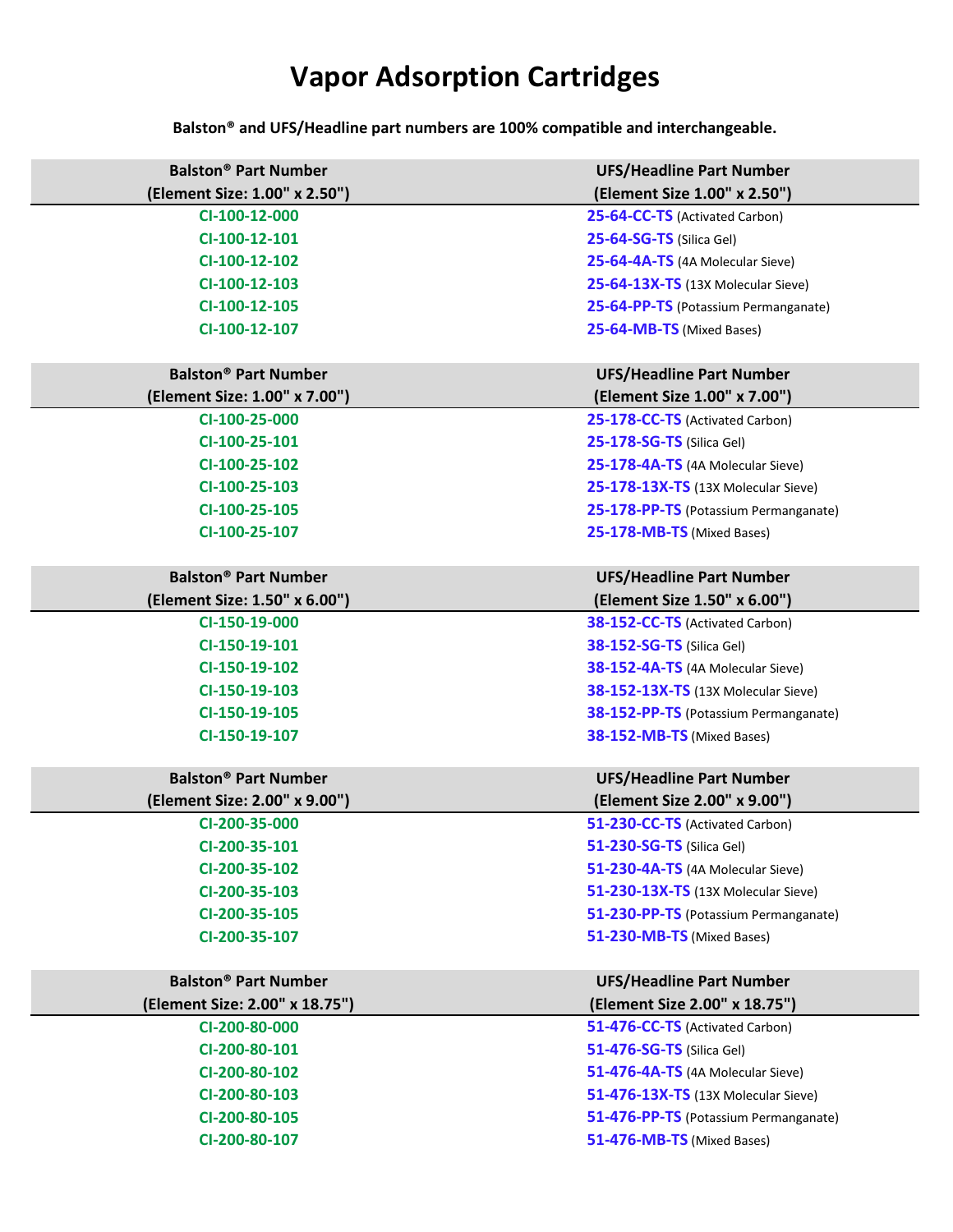# Vapor Adsorption Cartridges

**Balston® and UFS/Headline part numbers are 100% compatible and interchangeable.**

| Balston® Part Number (Element Size: 1.00" x 2.50") | UFS/Headline Part Number (Element Size 1.00" x 2.50") |
|---|---|
| **CI-100-12-000** | **25-64-CC-TS** (Activated Carbon) |
| **CI-100-12-101** | **25-64-SG-TS** (Silica Gel) |
| **CI-100-12-102** | **25-64-4A-TS** (4A Molecular Sieve) |
| **CI-100-12-103** | **25-64-13X-TS** (13X Molecular Sieve) |
| **CI-100-12-105** | **25-64-PP-TS** (Potassium Permanganate) |
| **CI-100-12-107** | **25-64-MB-TS** (Mixed Bases) |

| Balston® Part Number (Element Size: 1.00" x 7.00") | UFS/Headline Part Number (Element Size 1.00" x 7.00") |
|---|---|
| **CI-100-25-000** | **25-178-CC-TS** (Activated Carbon) |
| **CI-100-25-101** | **25-178-SG-TS** (Silica Gel) |
| **CI-100-25-102** | **25-178-4A-TS** (4A Molecular Sieve) |
| **CI-100-25-103** | **25-178-13X-TS** (13X Molecular Sieve) |
| **CI-100-25-105** | **25-178-PP-TS** (Potassium Permanganate) |
| **CI-100-25-107** | **25-178-MB-TS** (Mixed Bases) |

| Balston® Part Number (Element Size: 1.50" x 6.00") | UFS/Headline Part Number (Element Size 1.50" x 6.00") |
|---|---|
| **CI-150-19-000** | **38-152-CC-TS** (Activated Carbon) |
| **CI-150-19-101** | **38-152-SG-TS** (Silica Gel) |
| **CI-150-19-102** | **38-152-4A-TS** (4A Molecular Sieve) |
| **CI-150-19-103** | **38-152-13X-TS** (13X Molecular Sieve) |
| **CI-150-19-105** | **38-152-PP-TS** (Potassium Permanganate) |
| **CI-150-19-107** | **38-152-MB-TS** (Mixed Bases) |

| Balston® Part Number (Element Size: 2.00" x 9.00") | UFS/Headline Part Number (Element Size 2.00" x 9.00") |
|---|---|
| **CI-200-35-000** | **51-230-CC-TS** (Activated Carbon) |
| **CI-200-35-101** | **51-230-SG-TS** (Silica Gel) |
| **CI-200-35-102** | **51-230-4A-TS** (4A Molecular Sieve) |
| **CI-200-35-103** | **51-230-13X-TS** (13X Molecular Sieve) |
| **CI-200-35-105** | **51-230-PP-TS** (Potassium Permanganate) |
| **CI-200-35-107** | **51-230-MB-TS** (Mixed Bases) |

| Balston® Part Number (Element Size: 2.00" x 18.75") | UFS/Headline Part Number (Element Size 2.00" x 18.75") |
|---|---|
| **CI-200-80-000** | **51-476-CC-TS** (Activated Carbon) |
| **CI-200-80-101** | **51-476-SG-TS** (Silica Gel) |
| **CI-200-80-102** | **51-476-4A-TS** (4A Molecular Sieve) |
| **CI-200-80-103** | **51-476-13X-TS** (13X Molecular Sieve) |
| **CI-200-80-105** | **51-476-PP-TS** (Potassium Permanganate) |
| **CI-200-80-107** | **51-476-MB-TS** (Mixed Bases) |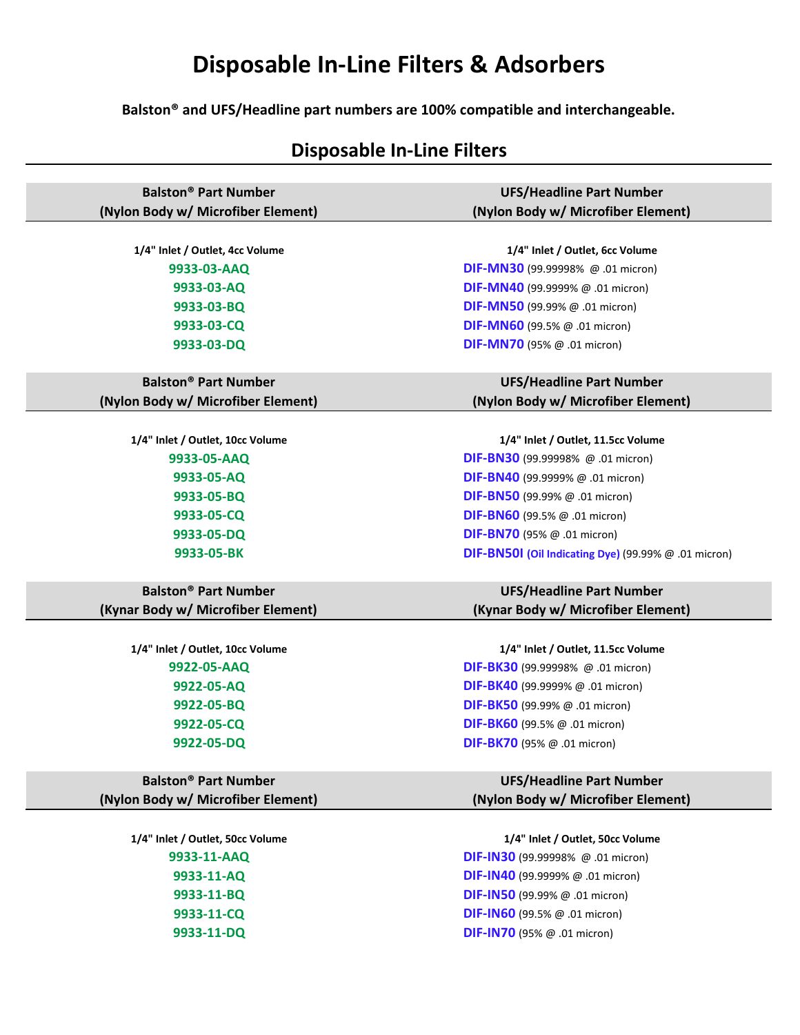# Disposable In-Line Filters & Adsorbers

**Balston® and UFS/Headline part numbers are 100% compatible and interchangeable.**

## Disposable In-Line Filters

| Balston® Part Number (Nylon Body w/ Microfiber Element) | UFS/Headline Part Number (Nylon Body w/ Microfiber Element) |
|---|---|
| **1/4" Inlet / Outlet, 4cc Volume** | **1/4" Inlet / Outlet, 6cc Volume** |
| **9933-03-AAQ** | **DIF-MN30** (99.99998% @ .01 micron) |
| **9933-03-AQ** | **DIF-MN40** (99.9999% @ .01 micron) |
| **9933-03-BQ** | **DIF-MN50** (99.99% @ .01 micron) |
| **9933-03-CQ** | **DIF-MN60** (99.5% @ .01 micron) |
| **9933-03-DQ** | **DIF-MN70** (95% @ .01 micron) |

| Balston® Part Number (Nylon Body w/ Microfiber Element) | UFS/Headline Part Number (Nylon Body w/ Microfiber Element) |
|---|---|
| **1/4" Inlet / Outlet, 10cc Volume** | **1/4" Inlet / Outlet, 11.5cc Volume** |
| **9933-05-AAQ** | **DIF-BN30** (99.99998% @ .01 micron) |
| **9933-05-AQ** | **DIF-BN40** (99.9999% @ .01 micron) |
| **9933-05-BQ** | **DIF-BN50** (99.99% @ .01 micron) |
| **9933-05-CQ** | **DIF-BN60** (99.5% @ .01 micron) |
| **9933-05-DQ** | **DIF-BN70** (95% @ .01 micron) |
| **9933-05-BK** | **DIF-BN50I (Oil Indicating Dye)** (99.99% @ .01 micron) |

| Balston® Part Number (Kynar Body w/ Microfiber Element) | UFS/Headline Part Number (Kynar Body w/ Microfiber Element) |
|---|---|
| **1/4" Inlet / Outlet, 10cc Volume** | **1/4" Inlet / Outlet, 11.5cc Volume** |
| **9922-05-AAQ** | **DIF-BK30** (99.99998% @ .01 micron) |
| **9922-05-AQ** | **DIF-BK40** (99.9999% @ .01 micron) |
| **9922-05-BQ** | **DIF-BK50** (99.99% @ .01 micron) |
| **9922-05-CQ** | **DIF-BK60** (99.5% @ .01 micron) |
| **9922-05-DQ** | **DIF-BK70** (95% @ .01 micron) |

| Balston® Part Number (Nylon Body w/ Microfiber Element) | UFS/Headline Part Number (Nylon Body w/ Microfiber Element) |
|---|---|
| **1/4" Inlet / Outlet, 50cc Volume** | **1/4" Inlet / Outlet, 50cc Volume** |
| **9933-11-AAQ** | **DIF-IN30** (99.99998% @ .01 micron) |
| **9933-11-AQ** | **DIF-IN40** (99.9999% @ .01 micron) |
| **9933-11-BQ** | **DIF-IN50** (99.99% @ .01 micron) |
| **9933-11-CQ** | **DIF-IN60** (99.5% @ .01 micron) |
| **9933-11-DQ** | **DIF-IN70** (95% @ .01 micron) |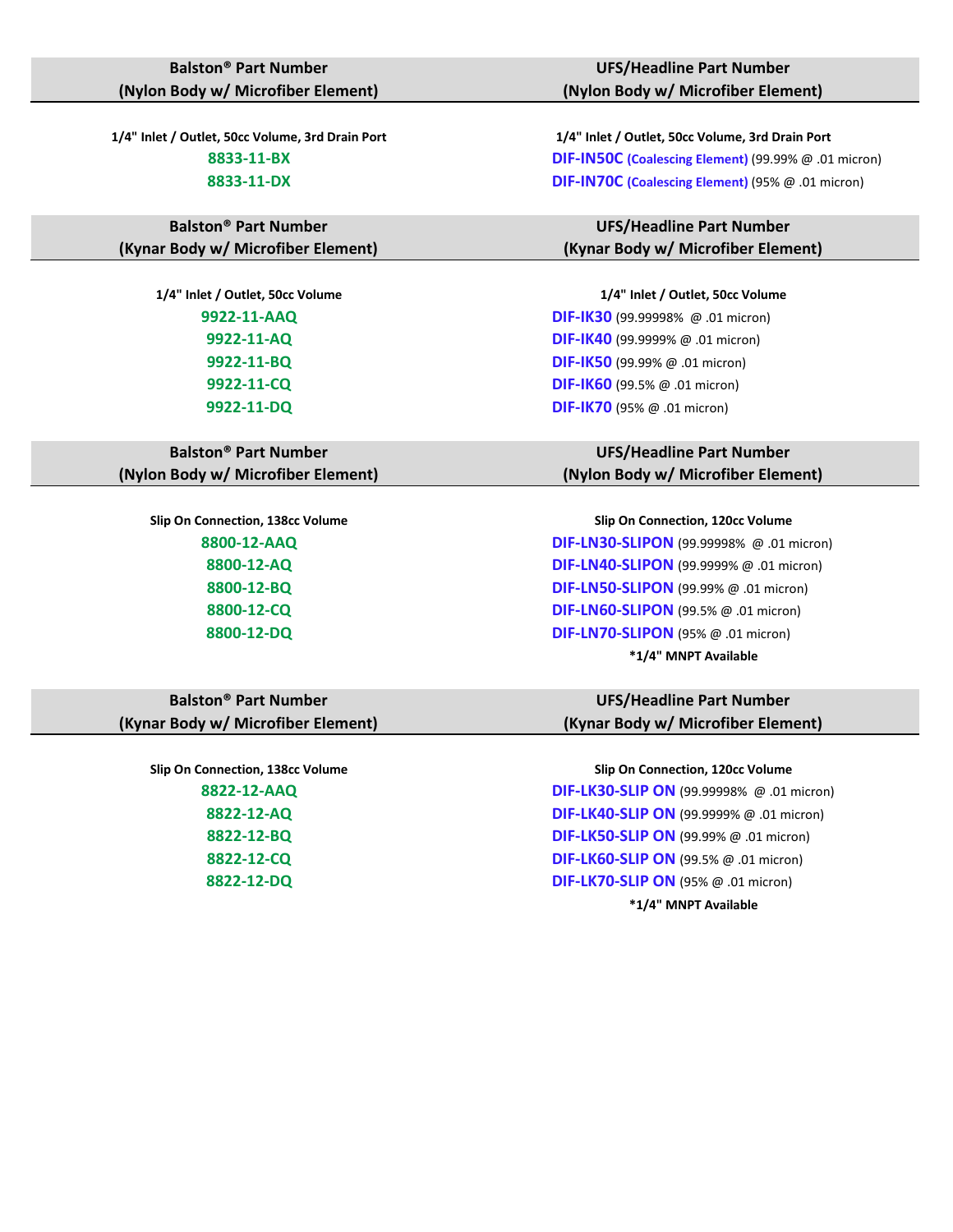| Balston® Part Number (Nylon Body w/ Microfiber Element) | UFS/Headline Part Number (Nylon Body w/ Microfiber Element) |
|---|---|
| **1/4" Inlet / Outlet, 50cc Volume, 3rd Drain Port** | **1/4" Inlet / Outlet, 50cc Volume, 3rd Drain Port** |
| **8833-11-BX** | **DIF-IN50C** **(Coalescing Element)** (99.99% @ .01 micron) |
| **8833-11-DX** | **DIF-IN70C** **(Coalescing Element)** (95% @ .01 micron) |

| Balston® Part Number (Kynar Body w/ Microfiber Element) | UFS/Headline Part Number (Kynar Body w/ Microfiber Element) |
|---|---|
| **1/4" Inlet / Outlet, 50cc Volume** | **1/4" Inlet / Outlet, 50cc Volume** |
| **9922-11-AAQ** | **DIF-IK30** (99.99998% @ .01 micron) |
| **9922-11-AQ** | **DIF-IK40** (99.9999% @ .01 micron) |
| **9922-11-BQ** | **DIF-IK50** (99.99% @ .01 micron) |
| **9922-11-CQ** | **DIF-IK60** (99.5% @ .01 micron) |
| **9922-11-DQ** | **DIF-IK70** (95% @ .01 micron) |

| Balston® Part Number (Nylon Body w/ Microfiber Element) | UFS/Headline Part Number (Nylon Body w/ Microfiber Element) |
|---|---|
| **Slip On Connection, 138cc Volume** | **Slip On Connection, 120cc Volume** |
| **8800-12-AAQ** | **DIF-LN30-SLIPON** (99.99998% @ .01 micron) |
| **8800-12-AQ** | **DIF-LN40-SLIPON** (99.9999% @ .01 micron) |
| **8800-12-BQ** | **DIF-LN50-SLIPON** (99.99% @ .01 micron) |
| **8800-12-CQ** | **DIF-LN60-SLIPON** (99.5% @ .01 micron) |
| **8800-12-DQ** | **DIF-LN70-SLIPON** (95% @ .01 micron) |
| | **\*1/4" MNPT Available** |

| Balston® Part Number (Kynar Body w/ Microfiber Element) | UFS/Headline Part Number (Kynar Body w/ Microfiber Element) |
|---|---|
| **Slip On Connection, 138cc Volume** | **Slip On Connection, 120cc Volume** |
| **8822-12-AAQ** | **DIF-LK30-SLIP ON** (99.99998% @ .01 micron) |
| **8822-12-AQ** | **DIF-LK40-SLIP ON** (99.9999% @ .01 micron) |
| **8822-12-BQ** | **DIF-LK50-SLIP ON** (99.99% @ .01 micron) |
| **8822-12-CQ** | **DIF-LK60-SLIP ON** (99.5% @ .01 micron) |
| **8822-12-DQ** | **DIF-LK70-SLIP ON** (95% @ .01 micron) |
| | **\*1/4" MNPT Available** |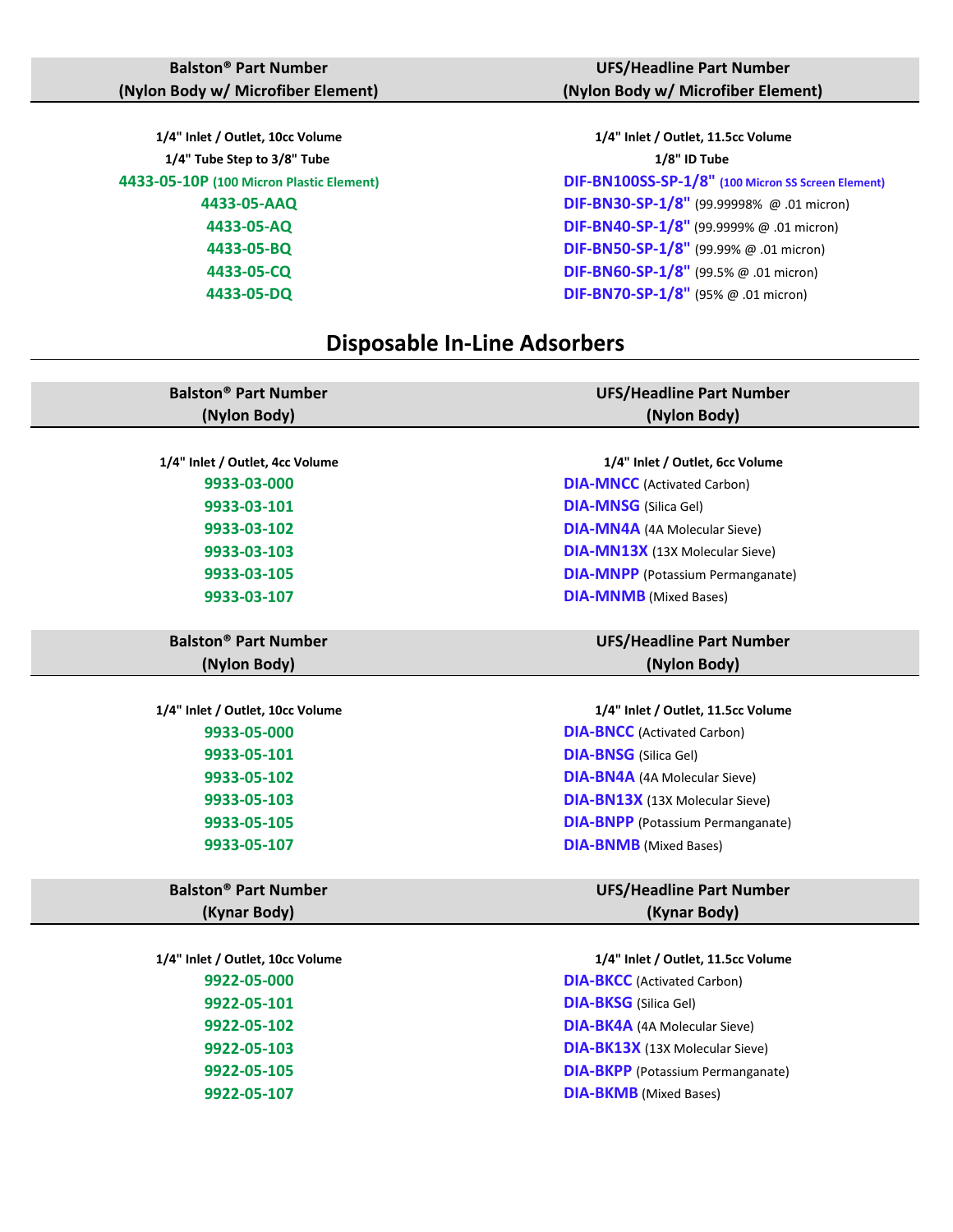| Balston® Part Number (Nylon Body w/ Microfiber Element) | UFS/Headline Part Number (Nylon Body w/ Microfiber Element) |
|---|---|
| **1/4" Inlet / Outlet, 10cc Volume** | **1/4" Inlet / Outlet, 11.5cc Volume** |
| **1/4" Tube Step to 3/8" Tube** | **1/8" ID Tube** |
| **4433-05-10P** (100 Micron Plastic Element) | **DIF-BN100SS-SP-1/8"** (100 Micron SS Screen Element) |
| **4433-05-AAQ** | **DIF-BN30-SP-1/8"** (99.99998% @ .01 micron) |
| **4433-05-AQ** | **DIF-BN40-SP-1/8"** (99.9999% @ .01 micron) |
| **4433-05-BQ** | **DIF-BN50-SP-1/8"** (99.99% @ .01 micron) |
| **4433-05-CQ** | **DIF-BN60-SP-1/8"** (99.5% @ .01 micron) |
| **4433-05-DQ** | **DIF-BN70-SP-1/8"** (95% @ .01 micron) |

## Disposable In-Line Adsorbers

| Balston® Part Number (Nylon Body) | UFS/Headline Part Number (Nylon Body) |
|---|---|
| **1/4" Inlet / Outlet, 4cc Volume** | **1/4" Inlet / Outlet, 6cc Volume** |
| **9933-03-000** | **DIA-MNCC** (Activated Carbon) |
| **9933-03-101** | **DIA-MNSG** (Silica Gel) |
| **9933-03-102** | **DIA-MN4A** (4A Molecular Sieve) |
| **9933-03-103** | **DIA-MN13X** (13X Molecular Sieve) |
| **9933-03-105** | **DIA-MNPP** (Potassium Permanganate) |
| **9933-03-107** | **DIA-MNMB** (Mixed Bases) |

| Balston® Part Number (Nylon Body) | UFS/Headline Part Number (Nylon Body) |
|---|---|
| **1/4" Inlet / Outlet, 10cc Volume** | **1/4" Inlet / Outlet, 11.5cc Volume** |
| **9933-05-000** | **DIA-BNCC** (Activated Carbon) |
| **9933-05-101** | **DIA-BNSG** (Silica Gel) |
| **9933-05-102** | **DIA-BN4A** (4A Molecular Sieve) |
| **9933-05-103** | **DIA-BN13X** (13X Molecular Sieve) |
| **9933-05-105** | **DIA-BNPP** (Potassium Permanganate) |
| **9933-05-107** | **DIA-BNMB** (Mixed Bases) |

| Balston® Part Number (Kynar Body) | UFS/Headline Part Number (Kynar Body) |
|---|---|
| **1/4" Inlet / Outlet, 10cc Volume** | **1/4" Inlet / Outlet, 11.5cc Volume** |
| **9922-05-000** | **DIA-BKCC** (Activated Carbon) |
| **9922-05-101** | **DIA-BKSG** (Silica Gel) |
| **9922-05-102** | **DIA-BK4A** (4A Molecular Sieve) |
| **9922-05-103** | **DIA-BK13X** (13X Molecular Sieve) |
| **9922-05-105** | **DIA-BKPP** (Potassium Permanganate) |
| **9922-05-107** | **DIA-BKMB** (Mixed Bases) |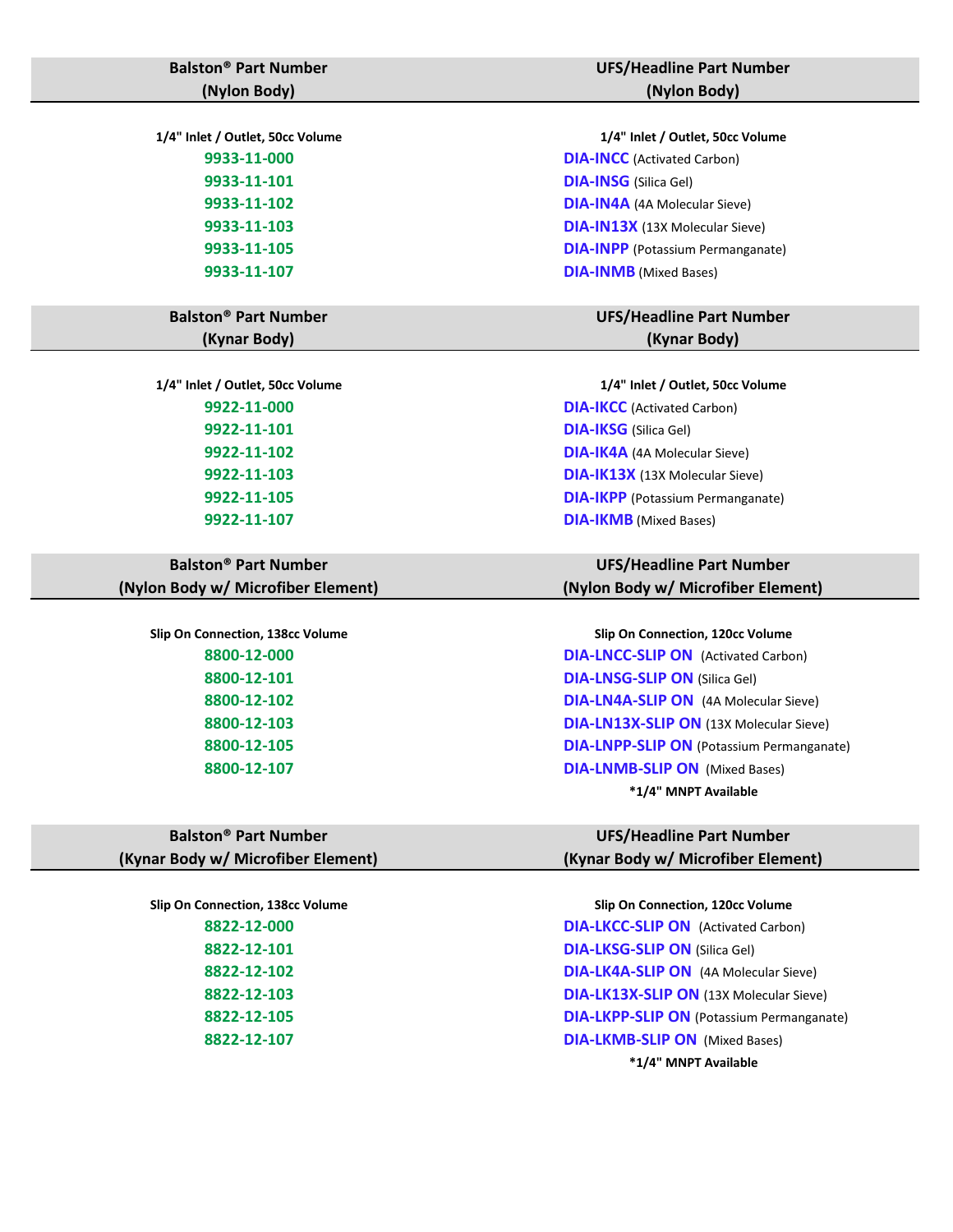| Balston® Part Number (Nylon Body) | UFS/Headline Part Number (Nylon Body) |
|---|---|
| **1/4" Inlet / Outlet, 50cc Volume** | **1/4" Inlet / Outlet, 50cc Volume** |
| **9933-11-000** | **DIA-INCC** (Activated Carbon) |
| **9933-11-101** | **DIA-INSG** (Silica Gel) |
| **9933-11-102** | **DIA-IN4A** (4A Molecular Sieve) |
| **9933-11-103** | **DIA-IN13X** (13X Molecular Sieve) |
| **9933-11-105** | **DIA-INPP** (Potassium Permanganate) |
| **9933-11-107** | **DIA-INMB** (Mixed Bases) |

| Balston® Part Number (Kynar Body) | UFS/Headline Part Number (Kynar Body) |
|---|---|
| **1/4" Inlet / Outlet, 50cc Volume** | **1/4" Inlet / Outlet, 50cc Volume** |
| **9922-11-000** | **DIA-IKCC** (Activated Carbon) |
| **9922-11-101** | **DIA-IKSG** (Silica Gel) |
| **9922-11-102** | **DIA-IK4A** (4A Molecular Sieve) |
| **9922-11-103** | **DIA-IK13X** (13X Molecular Sieve) |
| **9922-11-105** | **DIA-IKPP** (Potassium Permanganate) |
| **9922-11-107** | **DIA-IKMB** (Mixed Bases) |

| Balston® Part Number (Nylon Body w/ Microfiber Element) | UFS/Headline Part Number (Nylon Body w/ Microfiber Element) |
|---|---|
| **Slip On Connection, 138cc Volume** | **Slip On Connection, 120cc Volume** |
| **8800-12-000** | **DIA-LNCC-SLIP ON** (Activated Carbon) |
| **8800-12-101** | **DIA-LNSG-SLIP ON** (Silica Gel) |
| **8800-12-102** | **DIA-LN4A-SLIP ON** (4A Molecular Sieve) |
| **8800-12-103** | **DIA-LN13X-SLIP ON** (13X Molecular Sieve) |
| **8800-12-105** | **DIA-LNPP-SLIP ON** (Potassium Permanganate) |
| **8800-12-107** | **DIA-LNMB-SLIP ON** (Mixed Bases) |
| | ***1/4" MNPT Available** |

| Balston® Part Number (Kynar Body w/ Microfiber Element) | UFS/Headline Part Number (Kynar Body w/ Microfiber Element) |
|---|---|
| **Slip On Connection, 138cc Volume** | **Slip On Connection, 120cc Volume** |
| **8822-12-000** | **DIA-LKCC-SLIP ON** (Activated Carbon) |
| **8822-12-101** | **DIA-LKSG-SLIP ON** (Silica Gel) |
| **8822-12-102** | **DIA-LK4A-SLIP ON** (4A Molecular Sieve) |
| **8822-12-103** | **DIA-LK13X-SLIP ON** (13X Molecular Sieve) |
| **8822-12-105** | **DIA-LKPP-SLIP ON** (Potassium Permanganate) |
| **8822-12-107** | **DIA-LKMB-SLIP ON** (Mixed Bases) |
| | ***1/4" MNPT Available** |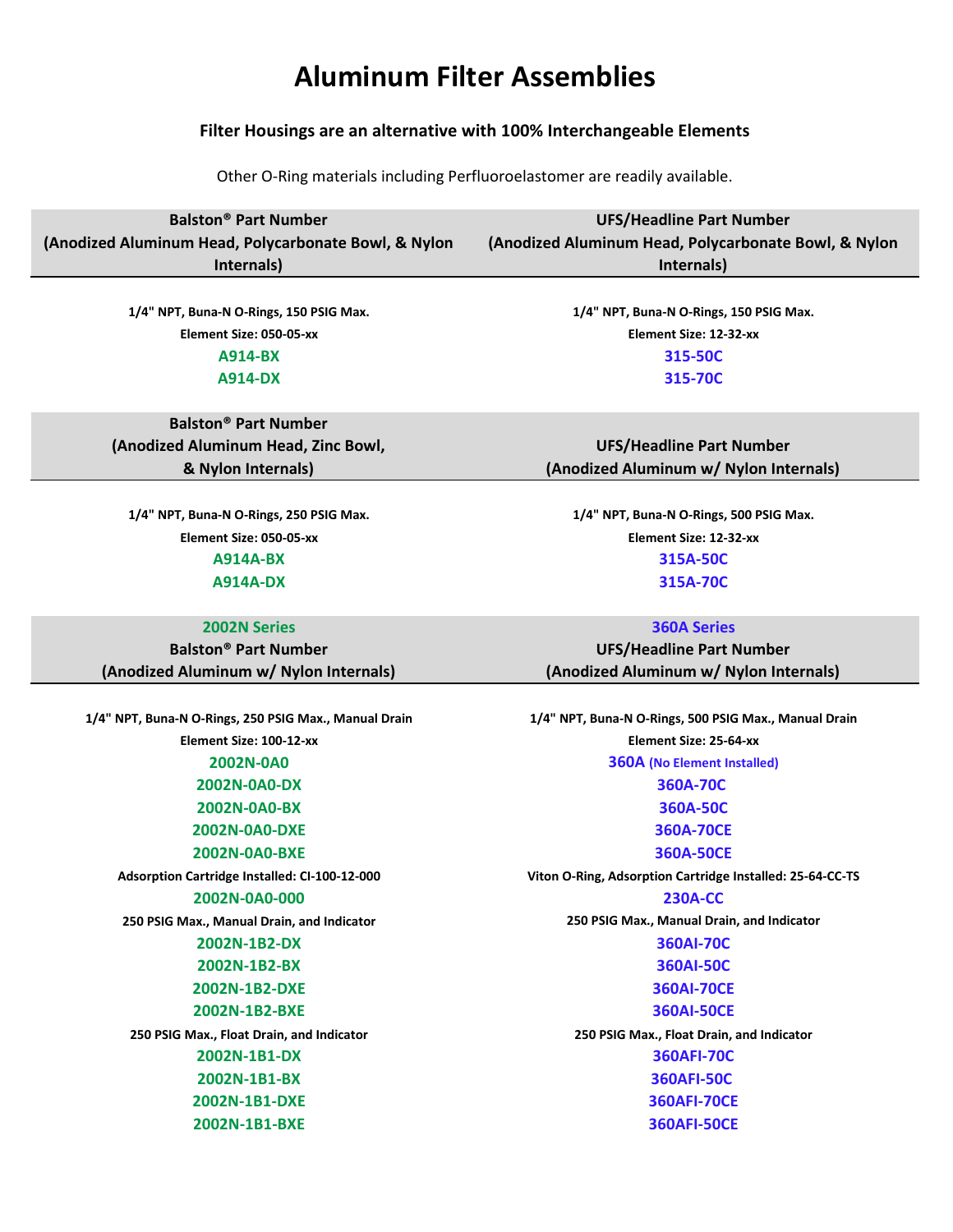# Aluminum Filter Assemblies

**Filter Housings are an alternative with 100% Interchangeable Elements**

Other O-Ring materials including Perfluoroelastomer are readily available.

| Balston® Part Number (Anodized Aluminum Head, Polycarbonate Bowl, & Nylon Internals) | UFS/Headline Part Number (Anodized Aluminum Head, Polycarbonate Bowl, & Nylon Internals) |
|---|---|
| **1/4" NPT, Buna-N O-Rings, 150 PSIG Max.** | **1/4" NPT, Buna-N O-Rings, 150 PSIG Max.** |
| **Element Size: 050-05-xx** | **Element Size: 12-32-xx** |
| **A914-BX** | **315-50C** |
| **A914-DX** | **315-70C** |

| Balston® Part Number (Anodized Aluminum Head, Zinc Bowl, & Nylon Internals) | UFS/Headline Part Number (Anodized Aluminum w/ Nylon Internals) |
|---|---|
| **1/4" NPT, Buna-N O-Rings, 250 PSIG Max.** | **1/4" NPT, Buna-N O-Rings, 500 PSIG Max.** |
| **Element Size: 050-05-xx** | **Element Size: 12-32-xx** |
| **A914A-BX** | **315A-50C** |
| **A914A-DX** | **315A-70C** |

| 2002N Series Balston® Part Number (Anodized Aluminum w/ Nylon Internals) | 360A Series UFS/Headline Part Number (Anodized Aluminum w/ Nylon Internals) |
|---|---|
| **1/4" NPT, Buna-N O-Rings, 250 PSIG Max., Manual Drain** | **1/4" NPT, Buna-N O-Rings, 500 PSIG Max., Manual Drain** |
| **Element Size: 100-12-xx** | **Element Size: 25-64-xx** |
| **2002N-0A0** | **360A** (No Element Installed) |
| **2002N-0A0-DX** | **360A-70C** |
| **2002N-0A0-BX** | **360A-50C** |
| **2002N-0A0-DXE** | **360A-70CE** |
| **2002N-0A0-BXE** | **360A-50CE** |
| **Adsorption Cartridge Installed: CI-100-12-000** | **Viton O-Ring, Adsorption Cartridge Installed: 25-64-CC-TS** |
| **2002N-0A0-000** | **230A-CC** |
| **250 PSIG Max., Manual Drain, and Indicator** | **250 PSIG Max., Manual Drain, and Indicator** |
| **2002N-1B2-DX** | **360AI-70C** |
| **2002N-1B2-BX** | **360AI-50C** |
| **2002N-1B2-DXE** | **360AI-70CE** |
| **2002N-1B2-BXE** | **360AI-50CE** |
| **250 PSIG Max., Float Drain, and Indicator** | **250 PSIG Max., Float Drain, and Indicator** |
| **2002N-1B1-DX** | **360AFI-70C** |
| **2002N-1B1-BX** | **360AFI-50C** |
| **2002N-1B1-DXE** | **360AFI-70CE** |
| **2002N-1B1-BXE** | **360AFI-50CE** |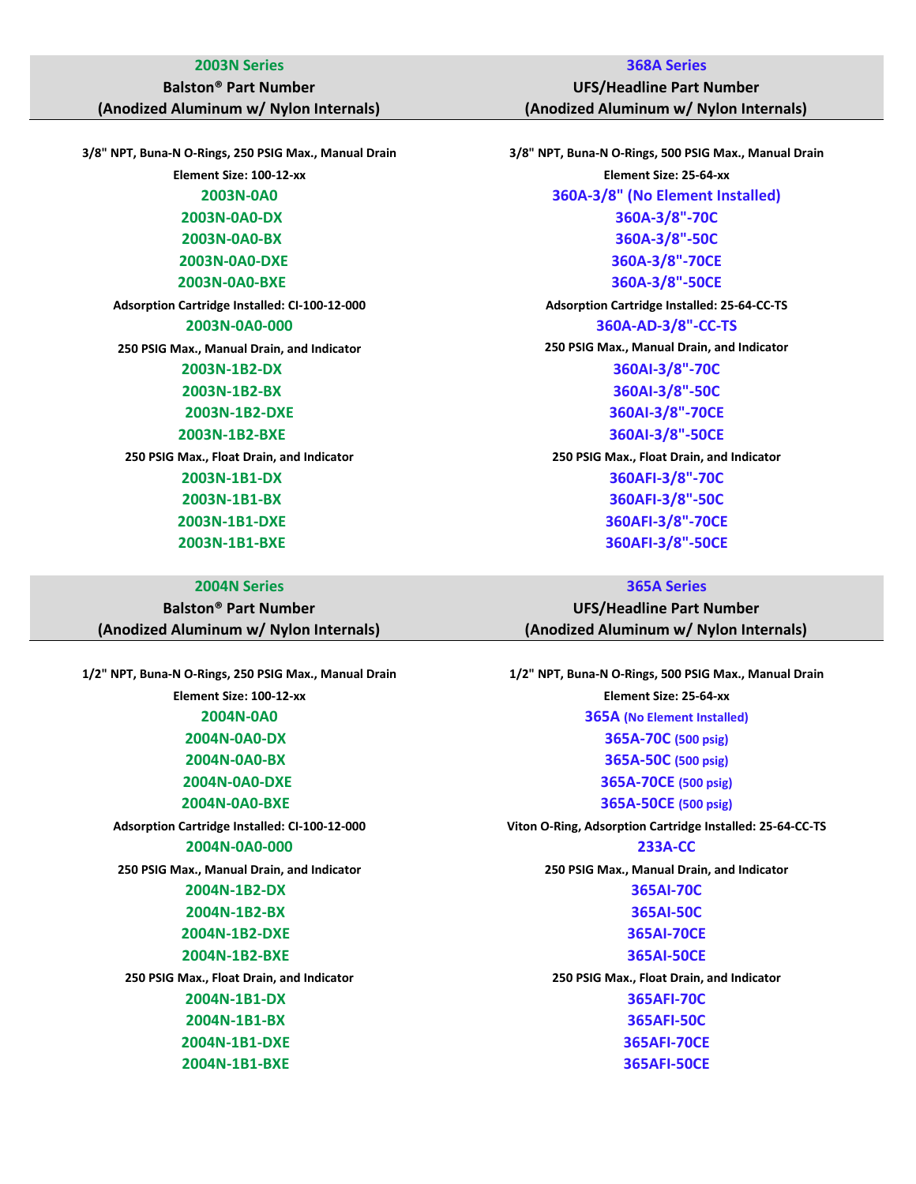| 2003N Series<br>Balston® Part Number<br>(Anodized Aluminum w/ Nylon Internals) | 368A Series<br>UFS/Headline Part Number<br>(Anodized Aluminum w/ Nylon Internals) |
|---|---|
| **3/8" NPT, Buna-N O-Rings, 250 PSIG Max., Manual Drain** | **3/8" NPT, Buna-N O-Rings, 500 PSIG Max., Manual Drain** |
| **Element Size: 100-12-xx** | **Element Size: 25-64-xx** |
| 2003N-0A0 | 360A-3/8" (No Element Installed) |
| 2003N-0A0-DX | 360A-3/8"-70C |
| 2003N-0A0-BX | 360A-3/8"-50C |
| 2003N-0A0-DXE | 360A-3/8"-70CE |
| 2003N-0A0-BXE | 360A-3/8"-50CE |
| **Adsorption Cartridge Installed: CI-100-12-000** | **Adsorption Cartridge Installed: 25-64-CC-TS** |
| 2003N-0A0-000 | 360A-AD-3/8"-CC-TS |
| **250 PSIG Max., Manual Drain, and Indicator** | **250 PSIG Max., Manual Drain, and Indicator** |
| 2003N-1B2-DX | 360AI-3/8"-70C |
| 2003N-1B2-BX | 360AI-3/8"-50C |
| 2003N-1B2-DXE | 360AI-3/8"-70CE |
| 2003N-1B2-BXE | 360AI-3/8"-50CE |
| **250 PSIG Max., Float Drain, and Indicator** | **250 PSIG Max., Float Drain, and Indicator** |
| 2003N-1B1-DX | 360AFI-3/8"-70C |
| 2003N-1B1-BX | 360AFI-3/8"-50C |
| 2003N-1B1-DXE | 360AFI-3/8"-70CE |
| 2003N-1B1-BXE | 360AFI-3/8"-50CE |

| 2004N Series<br>Balston® Part Number<br>(Anodized Aluminum w/ Nylon Internals) | 365A Series<br>UFS/Headline Part Number<br>(Anodized Aluminum w/ Nylon Internals) |
|---|---|
| **1/2" NPT, Buna-N O-Rings, 250 PSIG Max., Manual Drain** | **1/2" NPT, Buna-N O-Rings, 500 PSIG Max., Manual Drain** |
| **Element Size: 100-12-xx** | **Element Size: 25-64-xx** |
| 2004N-0A0 | 365A (No Element Installed) |
| 2004N-0A0-DX | 365A-70C (500 psig) |
| 2004N-0A0-BX | 365A-50C (500 psig) |
| 2004N-0A0-DXE | 365A-70CE (500 psig) |
| 2004N-0A0-BXE | 365A-50CE (500 psig) |
| **Adsorption Cartridge Installed: CI-100-12-000** | **Viton O-Ring, Adsorption Cartridge Installed: 25-64-CC-TS** |
| 2004N-0A0-000 | 233A-CC |
| **250 PSIG Max., Manual Drain, and Indicator** | **250 PSIG Max., Manual Drain, and Indicator** |
| 2004N-1B2-DX | 365AI-70C |
| 2004N-1B2-BX | 365AI-50C |
| 2004N-1B2-DXE | 365AI-70CE |
| 2004N-1B2-BXE | 365AI-50CE |
| **250 PSIG Max., Float Drain, and Indicator** | **250 PSIG Max., Float Drain, and Indicator** |
| 2004N-1B1-DX | 365AFI-70C |
| 2004N-1B1-BX | 365AFI-50C |
| 2004N-1B1-DXE | 365AFI-70CE |
| 2004N-1B1-BXE | 365AFI-50CE |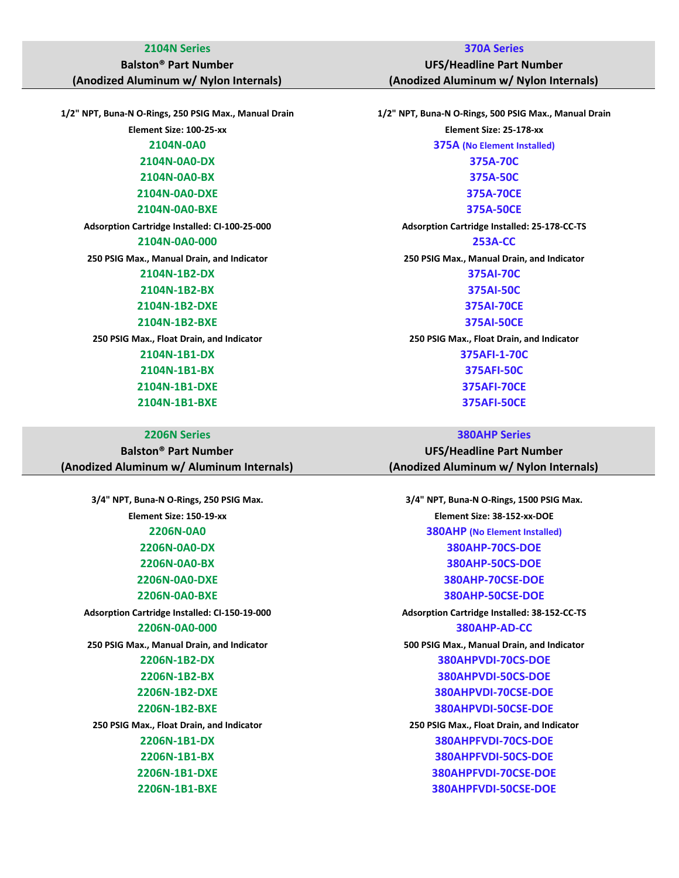| 2104N Series<br>Balston® Part Number<br>(Anodized Aluminum w/ Nylon Internals) | 370A Series<br>UFS/Headline Part Number<br>(Anodized Aluminum w/ Nylon Internals) |
|---|---|
| **1/2" NPT, Buna-N O-Rings, 250 PSIG Max., Manual Drain** | **1/2" NPT, Buna-N O-Rings, 500 PSIG Max., Manual Drain** |
| **Element Size: 100-25-xx** | **Element Size: 25-178-xx** |
| 2104N-0A0 | 375A (No Element Installed) |
| 2104N-0A0-DX | 375A-70C |
| 2104N-0A0-BX | 375A-50C |
| 2104N-0A0-DXE | 375A-70CE |
| 2104N-0A0-BXE | 375A-50CE |
| **Adsorption Cartridge Installed: CI-100-25-000** | **Adsorption Cartridge Installed: 25-178-CC-TS** |
| 2104N-0A0-000 | 253A-CC |
| **250 PSIG Max., Manual Drain, and Indicator** | **250 PSIG Max., Manual Drain, and Indicator** |
| 2104N-1B2-DX | 375AI-70C |
| 2104N-1B2-BX | 375AI-50C |
| 2104N-1B2-DXE | 375AI-70CE |
| 2104N-1B2-BXE | 375AI-50CE |
| **250 PSIG Max., Float Drain, and Indicator** | **250 PSIG Max., Float Drain, and Indicator** |
| 2104N-1B1-DX | 375AFI-1-70C |
| 2104N-1B1-BX | 375AFI-50C |
| 2104N-1B1-DXE | 375AFI-70CE |
| 2104N-1B1-BXE | 375AFI-50CE |

| 2206N Series<br>Balston® Part Number<br>(Anodized Aluminum w/ Aluminum Internals) | 380AHP Series<br>UFS/Headline Part Number<br>(Anodized Aluminum w/ Nylon Internals) |
|---|---|
| **3/4" NPT, Buna-N O-Rings, 250 PSIG Max.** | **3/4" NPT, Buna-N O-Rings, 1500 PSIG Max.** |
| **Element Size: 150-19-xx** | **Element Size: 38-152-xx-DOE** |
| 2206N-0A0 | 380AHP (No Element Installed) |
| 2206N-0A0-DX | 380AHP-70CS-DOE |
| 2206N-0A0-BX | 380AHP-50CS-DOE |
| 2206N-0A0-DXE | 380AHP-70CSE-DOE |
| 2206N-0A0-BXE | 380AHP-50CSE-DOE |
| **Adsorption Cartridge Installed: CI-150-19-000** | **Adsorption Cartridge Installed: 38-152-CC-TS** |
| 2206N-0A0-000 | 380AHP-AD-CC |
| **250 PSIG Max., Manual Drain, and Indicator** | **500 PSIG Max., Manual Drain, and Indicator** |
| 2206N-1B2-DX | 380AHPVDI-70CS-DOE |
| 2206N-1B2-BX | 380AHPVDI-50CS-DOE |
| 2206N-1B2-DXE | 380AHPVDI-70CSE-DOE |
| 2206N-1B2-BXE | 380AHPVDI-50CSE-DOE |
| **250 PSIG Max., Float Drain, and Indicator** | **250 PSIG Max., Float Drain, and Indicator** |
| 2206N-1B1-DX | 380AHPFVDI-70CS-DOE |
| 2206N-1B1-BX | 380AHPFVDI-50CS-DOE |
| 2206N-1B1-DXE | 380AHPFVDI-70CSE-DOE |
| 2206N-1B1-BXE | 380AHPFVDI-50CSE-DOE |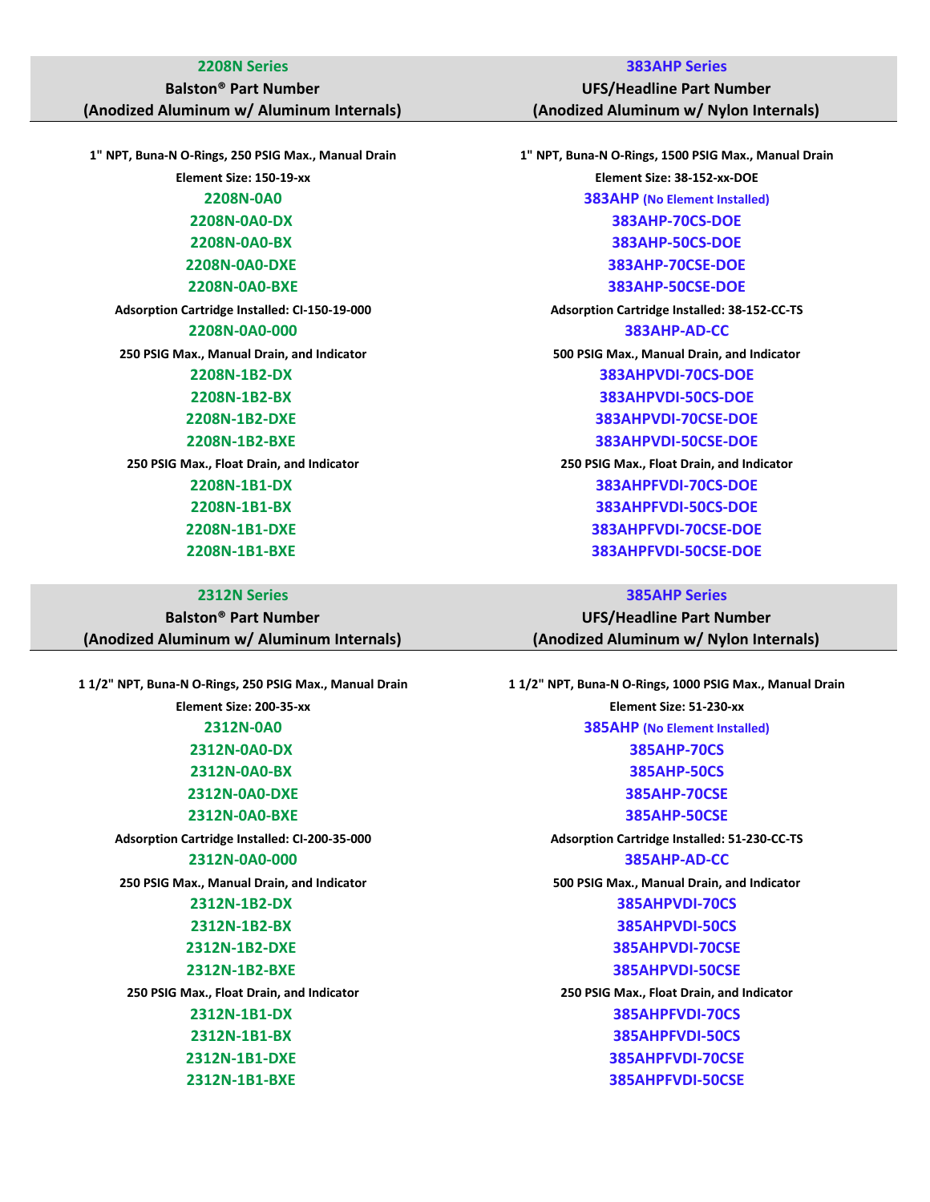| 2208N Series<br>Balston® Part Number<br>(Anodized Aluminum w/ Aluminum Internals) | 383AHP Series<br>UFS/Headline Part Number<br>(Anodized Aluminum w/ Nylon Internals) |
|---|---|
| **1" NPT, Buna-N O-Rings, 250 PSIG Max., Manual Drain** | **1" NPT, Buna-N O-Rings, 1500 PSIG Max., Manual Drain** |
| **Element Size: 150-19-xx** | **Element Size: 38-152-xx-DOE** |
| 2208N-0A0 | 383AHP (No Element Installed) |
| 2208N-0A0-DX | 383AHP-70CS-DOE |
| 2208N-0A0-BX | 383AHP-50CS-DOE |
| 2208N-0A0-DXE | 383AHP-70CSE-DOE |
| 2208N-0A0-BXE | 383AHP-50CSE-DOE |
| **Adsorption Cartridge Installed: CI-150-19-000** | **Adsorption Cartridge Installed: 38-152-CC-TS** |
| 2208N-0A0-000 | 383AHP-AD-CC |
| **250 PSIG Max., Manual Drain, and Indicator** | **500 PSIG Max., Manual Drain, and Indicator** |
| 2208N-1B2-DX | 383AHPVDI-70CS-DOE |
| 2208N-1B2-BX | 383AHPVDI-50CS-DOE |
| 2208N-1B2-DXE | 383AHPVDI-70CSE-DOE |
| 2208N-1B2-BXE | 383AHPVDI-50CSE-DOE |
| **250 PSIG Max., Float Drain, and Indicator** | **250 PSIG Max., Float Drain, and Indicator** |
| 2208N-1B1-DX | 383AHPFVDI-70CS-DOE |
| 2208N-1B1-BX | 383AHPFVDI-50CS-DOE |
| 2208N-1B1-DXE | 383AHPFVDI-70CSE-DOE |
| 2208N-1B1-BXE | 383AHPFVDI-50CSE-DOE |

| 2312N Series<br>Balston® Part Number<br>(Anodized Aluminum w/ Aluminum Internals) | 385AHP Series<br>UFS/Headline Part Number<br>(Anodized Aluminum w/ Nylon Internals) |
|---|---|
| **1 1/2" NPT, Buna-N O-Rings, 250 PSIG Max., Manual Drain** | **1 1/2" NPT, Buna-N O-Rings, 1000 PSIG Max., Manual Drain** |
| **Element Size: 200-35-xx** | **Element Size: 51-230-xx** |
| 2312N-0A0 | 385AHP (No Element Installed) |
| 2312N-0A0-DX | 385AHP-70CS |
| 2312N-0A0-BX | 385AHP-50CS |
| 2312N-0A0-DXE | 385AHP-70CSE |
| 2312N-0A0-BXE | 385AHP-50CSE |
| **Adsorption Cartridge Installed: CI-200-35-000** | **Adsorption Cartridge Installed: 51-230-CC-TS** |
| 2312N-0A0-000 | 385AHP-AD-CC |
| **250 PSIG Max., Manual Drain, and Indicator** | **500 PSIG Max., Manual Drain, and Indicator** |
| 2312N-1B2-DX | 385AHPVDI-70CS |
| 2312N-1B2-BX | 385AHPVDI-50CS |
| 2312N-1B2-DXE | 385AHPVDI-70CSE |
| 2312N-1B2-BXE | 385AHPVDI-50CSE |
| **250 PSIG Max., Float Drain, and Indicator** | **250 PSIG Max., Float Drain, and Indicator** |
| 2312N-1B1-DX | 385AHPFVDI-70CS |
| 2312N-1B1-BX | 385AHPFVDI-50CS |
| 2312N-1B1-DXE | 385AHPFVDI-70CSE |
| 2312N-1B1-BXE | 385AHPFVDI-50CSE |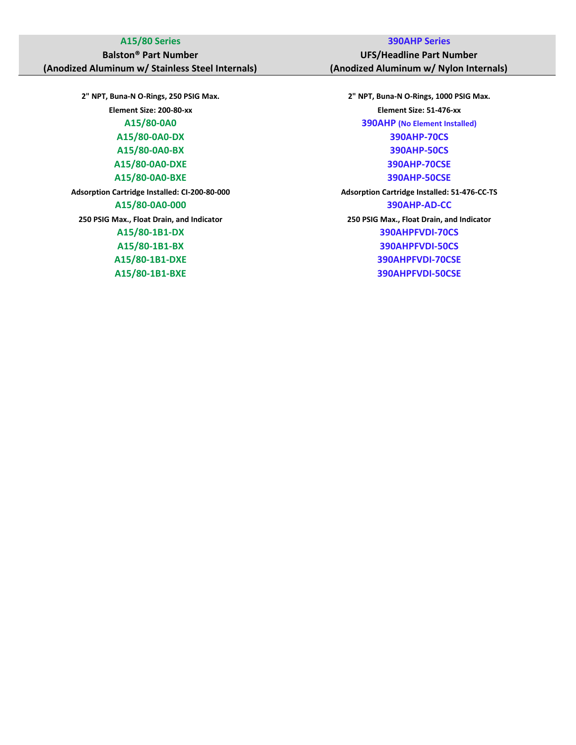| A15/80 Series<br>Balston® Part Number<br>(Anodized Aluminum w/ Stainless Steel Internals) | 390AHP Series<br>UFS/Headline Part Number<br>(Anodized Aluminum w/ Nylon Internals) |
|---|---|
| **2" NPT, Buna-N O-Rings, 250 PSIG Max.** | **2" NPT, Buna-N O-Rings, 1000 PSIG Max.** |
| **Element Size: 200-80-xx** | **Element Size: 51-476-xx** |
| A15/80-0A0 | 390AHP (No Element Installed) |
| A15/80-0A0-DX | 390AHP-70CS |
| A15/80-0A0-BX | 390AHP-50CS |
| A15/80-0A0-DXE | 390AHP-70CSE |
| A15/80-0A0-BXE | 390AHP-50CSE |
| **Adsorption Cartridge Installed: CI-200-80-000** | **Adsorption Cartridge Installed: 51-476-CC-TS** |
| A15/80-0A0-000 | 390AHP-AD-CC |
| **250 PSIG Max., Float Drain, and Indicator** | **250 PSIG Max., Float Drain, and Indicator** |
| A15/80-1B1-DX | 390AHPFVDI-70CS |
| A15/80-1B1-BX | 390AHPFVDI-50CS |
| A15/80-1B1-DXE | 390AHPFVDI-70CSE |
| A15/80-1B1-BXE | 390AHPFVDI-50CSE |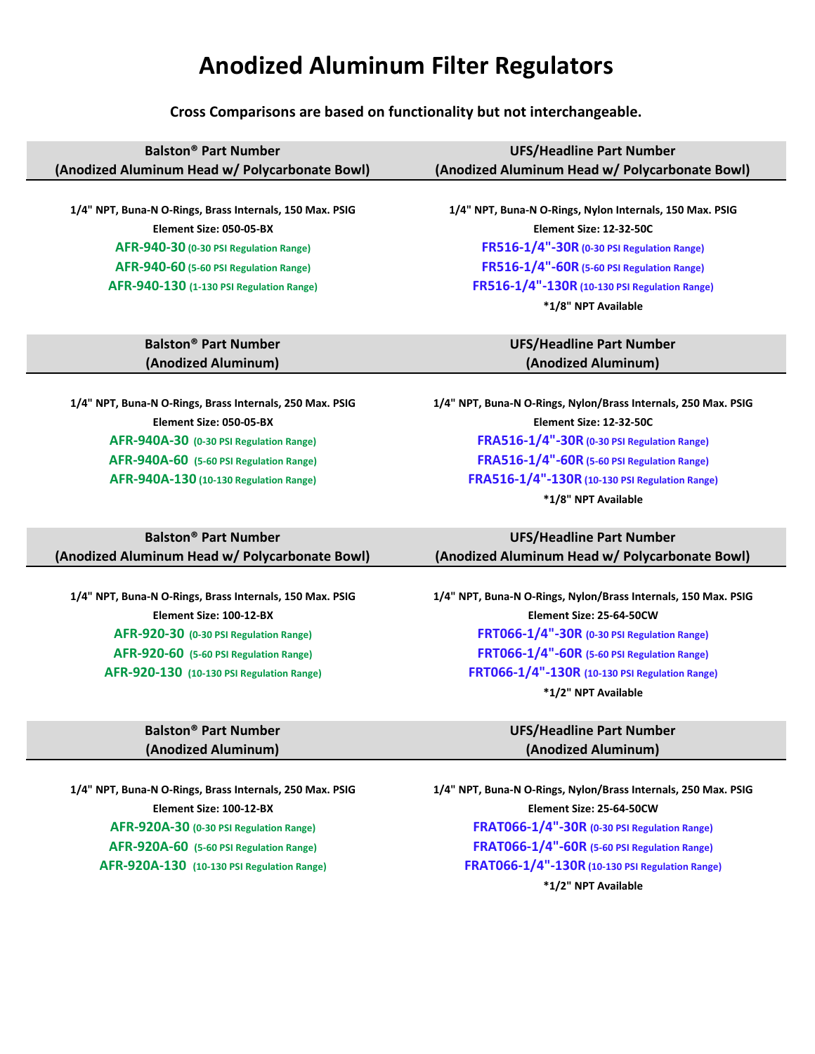# Anodized Aluminum Filter Regulators

**Cross Comparisons are based on functionality but not interchangeable.**

| Balston® Part Number (Anodized Aluminum Head w/ Polycarbonate Bowl) | UFS/Headline Part Number (Anodized Aluminum Head w/ Polycarbonate Bowl) |
|---|---|
| 1/4" NPT, Buna-N O-Rings, Brass Internals, 150 Max. PSIG | 1/4" NPT, Buna-N O-Rings, Nylon Internals, 150 Max. PSIG |
| Element Size: 050-05-BX | Element Size: 12-32-50C |
| **AFR-940-30** (0-30 PSI Regulation Range) | **FR516-1/4"-30R** (0-30 PSI Regulation Range) |
| **AFR-940-60** (5-60 PSI Regulation Range) | **FR516-1/4"-60R** (5-60 PSI Regulation Range) |
| **AFR-940-130** (1-130 PSI Regulation Range) | **FR516-1/4"-130R** (10-130 PSI Regulation Range) |
| | *1/8" NPT Available |

| Balston® Part Number (Anodized Aluminum) | UFS/Headline Part Number (Anodized Aluminum) |
|---|---|
| 1/4" NPT, Buna-N O-Rings, Brass Internals, 250 Max. PSIG | 1/4" NPT, Buna-N O-Rings, Nylon/Brass Internals, 250 Max. PSIG |
| Element Size: 050-05-BX | Element Size: 12-32-50C |
| **AFR-940A-30** (0-30 PSI Regulation Range) | **FRA516-1/4"-30R** (0-30 PSI Regulation Range) |
| **AFR-940A-60** (5-60 PSI Regulation Range) | **FRA516-1/4"-60R** (5-60 PSI Regulation Range) |
| **AFR-940A-130** (10-130 Regulation Range) | **FRA516-1/4"-130R** (10-130 PSI Regulation Range) |
| | *1/8" NPT Available |

| Balston® Part Number (Anodized Aluminum Head w/ Polycarbonate Bowl) | UFS/Headline Part Number (Anodized Aluminum Head w/ Polycarbonate Bowl) |
|---|---|
| 1/4" NPT, Buna-N O-Rings, Brass Internals, 150 Max. PSIG | 1/4" NPT, Buna-N O-Rings, Nylon/Brass Internals, 150 Max. PSIG |
| Element Size: 100-12-BX | Element Size: 25-64-50CW |
| **AFR-920-30** (0-30 PSI Regulation Range) | **FRT066-1/4"-30R** (0-30 PSI Regulation Range) |
| **AFR-920-60** (5-60 PSI Regulation Range) | **FRT066-1/4"-60R** (5-60 PSI Regulation Range) |
| **AFR-920-130** (10-130 PSI Regulation Range) | **FRT066-1/4"-130R** (10-130 PSI Regulation Range) |
| | *1/2" NPT Available |

| Balston® Part Number (Anodized Aluminum) | UFS/Headline Part Number (Anodized Aluminum) |
|---|---|
| 1/4" NPT, Buna-N O-Rings, Brass Internals, 250 Max. PSIG | 1/4" NPT, Buna-N O-Rings, Nylon/Brass Internals, 250 Max. PSIG |
| Element Size: 100-12-BX | Element Size: 25-64-50CW |
| **AFR-920A-30** (0-30 PSI Regulation Range) | **FRAT066-1/4"-30R** (0-30 PSI Regulation Range) |
| **AFR-920A-60** (5-60 PSI Regulation Range) | **FRAT066-1/4"-60R** (5-60 PSI Regulation Range) |
| **AFR-920A-130** (10-130 PSI Regulation Range) | **FRAT066-1/4"-130R** (10-130 PSI Regulation Range) |
| | *1/2" NPT Available |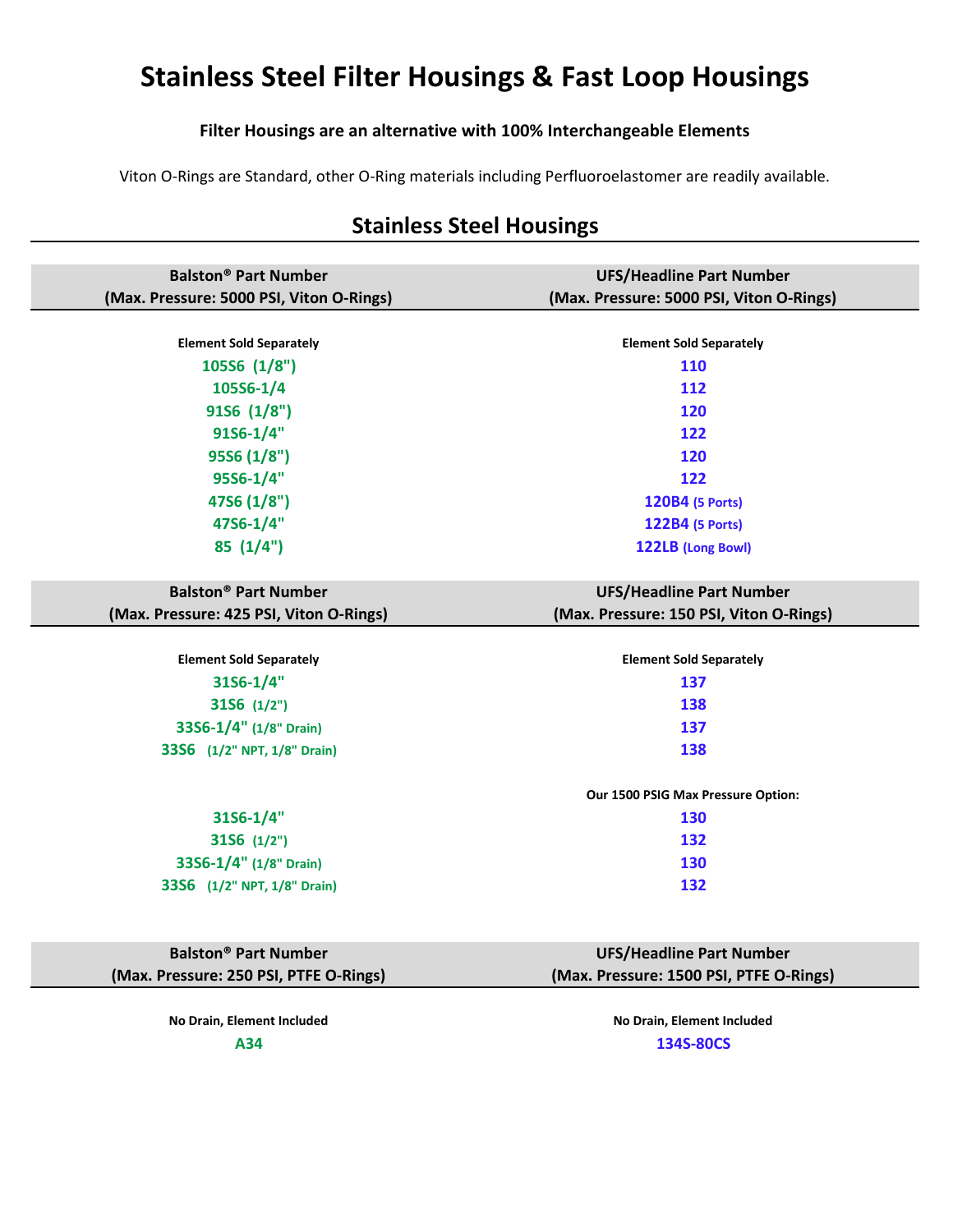# Stainless Steel Filter Housings & Fast Loop Housings

**Filter Housings are an alternative with 100% Interchangeable Elements**

Viton O-Rings are Standard, other O-Ring materials including Perfluoroelastomer are readily available.

## Stainless Steel Housings

| Balston® Part Number (Max. Pressure: 5000 PSI, Viton O-Rings) | UFS/Headline Part Number (Max. Pressure: 5000 PSI, Viton O-Rings) |
|---|---|
| **Element Sold Separately** | **Element Sold Separately** |
| 105S6 (1/8") | 110 |
| 105S6-1/4 | 112 |
| 91S6 (1/8") | 120 |
| 91S6-1/4" | 122 |
| 95S6 (1/8") | 120 |
| 95S6-1/4" | 122 |
| 47S6 (1/8") | 120B4 (5 Ports) |
| 47S6-1/4" | 122B4 (5 Ports) |
| 85 (1/4") | 122LB (Long Bowl) |

| Balston® Part Number (Max. Pressure: 425 PSI, Viton O-Rings) | UFS/Headline Part Number (Max. Pressure: 150 PSI, Viton O-Rings) |
|---|---|
| **Element Sold Separately** | **Element Sold Separately** |
| 31S6-1/4" | 137 |
| 31S6 (1/2") | 138 |
| 33S6-1/4" (1/8" Drain) | 137 |
| 33S6 (1/2" NPT, 1/8" Drain) | 138 |
| | **Our 1500 PSIG Max Pressure Option:** |
| 31S6-1/4" | 130 |
| 31S6 (1/2") | 132 |
| 33S6-1/4" (1/8" Drain) | 130 |
| 33S6 (1/2" NPT, 1/8" Drain) | 132 |

| Balston® Part Number (Max. Pressure: 250 PSI, PTFE O-Rings) | UFS/Headline Part Number (Max. Pressure: 1500 PSI, PTFE O-Rings) |
|---|---|
| **No Drain, Element Included** | **No Drain, Element Included** |
| A34 | 134S-80CS |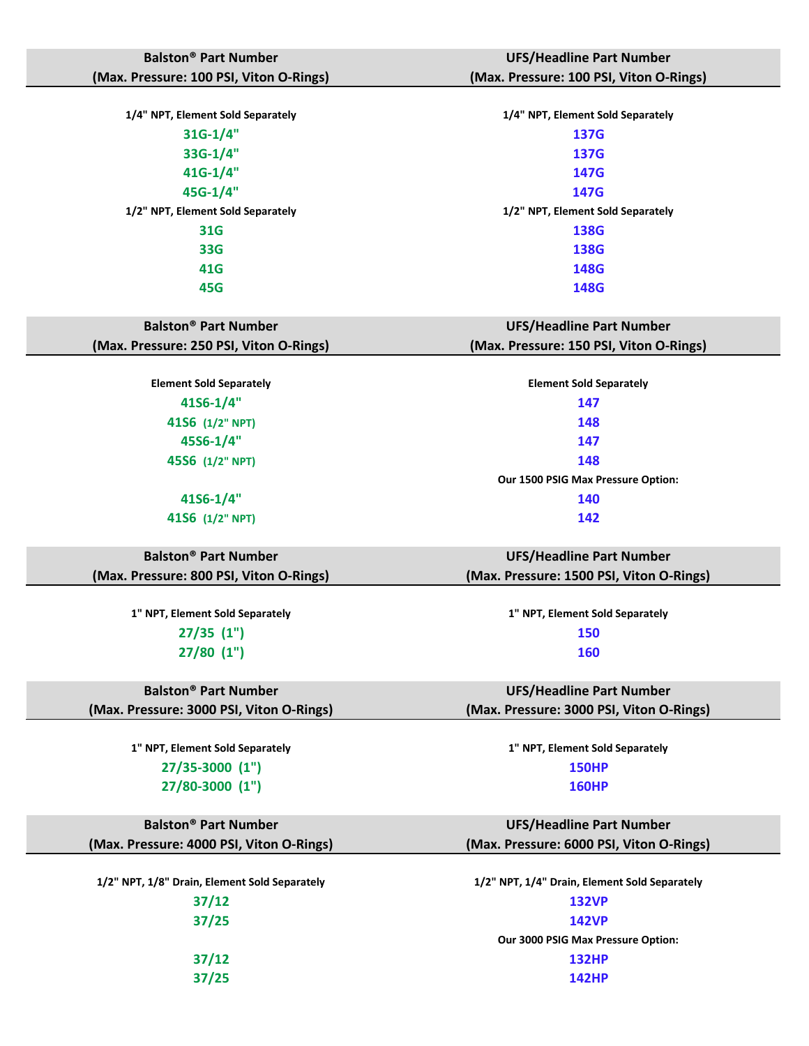| Balston® Part Number (Max. Pressure: 100 PSI, Viton O-Rings) | UFS/Headline Part Number (Max. Pressure: 100 PSI, Viton O-Rings) |
|---|---|
| **1/4" NPT, Element Sold Separately** | **1/4" NPT, Element Sold Separately** |
| 31G-1/4" | 137G |
| 33G-1/4" | 137G |
| 41G-1/4" | 147G |
| 45G-1/4" | 147G |
| **1/2" NPT, Element Sold Separately** | **1/2" NPT, Element Sold Separately** |
| 31G | 138G |
| 33G | 138G |
| 41G | 148G |
| 45G | 148G |

| Balston® Part Number (Max. Pressure: 250 PSI, Viton O-Rings) | UFS/Headline Part Number (Max. Pressure: 150 PSI, Viton O-Rings) |
|---|---|
| **Element Sold Separately** | **Element Sold Separately** |
| 41S6-1/4" | 147 |
| 41S6 (1/2" NPT) | 148 |
| 45S6-1/4" | 147 |
| 45S6 (1/2" NPT) | 148 |
| | **Our 1500 PSIG Max Pressure Option:** |
| 41S6-1/4" | 140 |
| 41S6 (1/2" NPT) | 142 |

| Balston® Part Number (Max. Pressure: 800 PSI, Viton O-Rings) | UFS/Headline Part Number (Max. Pressure: 1500 PSI, Viton O-Rings) |
|---|---|
| **1" NPT, Element Sold Separately** | **1" NPT, Element Sold Separately** |
| 27/35 (1") | 150 |
| 27/80 (1") | 160 |

| Balston® Part Number (Max. Pressure: 3000 PSI, Viton O-Rings) | UFS/Headline Part Number (Max. Pressure: 3000 PSI, Viton O-Rings) |
|---|---|
| **1" NPT, Element Sold Separately** | **1" NPT, Element Sold Separately** |
| 27/35-3000 (1") | 150HP |
| 27/80-3000 (1") | 160HP |

| Balston® Part Number (Max. Pressure: 4000 PSI, Viton O-Rings) | UFS/Headline Part Number (Max. Pressure: 6000 PSI, Viton O-Rings) |
|---|---|
| **1/2" NPT, 1/8" Drain, Element Sold Separately** | **1/2" NPT, 1/4" Drain, Element Sold Separately** |
| 37/12 | 132VP |
| 37/25 | 142VP |
| | **Our 3000 PSIG Max Pressure Option:** |
| 37/12 | 132HP |
| 37/25 | 142HP |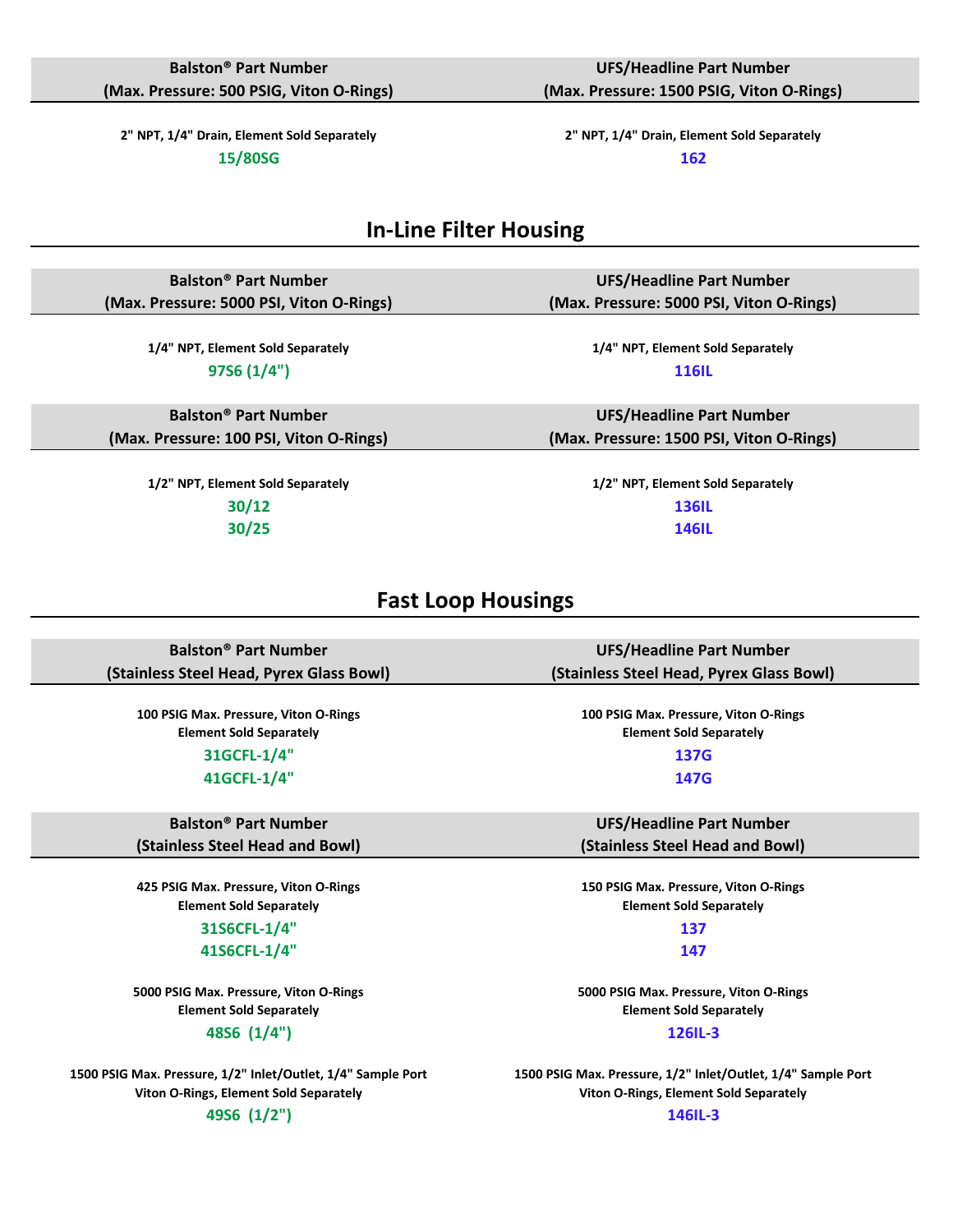| Balston® Part Number (Max. Pressure: 500 PSIG, Viton O-Rings) | UFS/Headline Part Number (Max. Pressure: 1500 PSIG, Viton O-Rings) |
|---|---|
| 2" NPT, 1/4" Drain, Element Sold Separately | 2" NPT, 1/4" Drain, Element Sold Separately |
| 15/80SG | 162 |

## In-Line Filter Housing

| Balston® Part Number (Max. Pressure: 5000 PSI, Viton O-Rings) | UFS/Headline Part Number (Max. Pressure: 5000 PSI, Viton O-Rings) |
|---|---|
| 1/4" NPT, Element Sold Separately | 1/4" NPT, Element Sold Separately |
| 97S6 (1/4") | 116IL |

| Balston® Part Number (Max. Pressure: 100 PSI, Viton O-Rings) | UFS/Headline Part Number (Max. Pressure: 1500 PSI, Viton O-Rings) |
|---|---|
| 1/2" NPT, Element Sold Separately | 1/2" NPT, Element Sold Separately |
| 30/12 | 136IL |
| 30/25 | 146IL |

## Fast Loop Housings

| Balston® Part Number (Stainless Steel Head, Pyrex Glass Bowl) | UFS/Headline Part Number (Stainless Steel Head, Pyrex Glass Bowl) |
|---|---|
| 100 PSIG Max. Pressure, Viton O-Rings Element Sold Separately | 100 PSIG Max. Pressure, Viton O-Rings Element Sold Separately |
| 31GCFL-1/4" | 137G |
| 41GCFL-1/4" | 147G |

| Balston® Part Number (Stainless Steel Head and Bowl) | UFS/Headline Part Number (Stainless Steel Head and Bowl) |
|---|---|
| 425 PSIG Max. Pressure, Viton O-Rings Element Sold Separately | 150 PSIG Max. Pressure, Viton O-Rings Element Sold Separately |
| 31S6CFL-1/4" | 137 |
| 41S6CFL-1/4" | 147 |
| 5000 PSIG Max. Pressure, Viton O-Rings Element Sold Separately | 5000 PSIG Max. Pressure, Viton O-Rings Element Sold Separately |
| 48S6 (1/4") | 126IL-3 |
| 1500 PSIG Max. Pressure, 1/2" Inlet/Outlet, 1/4" Sample Port Viton O-Rings, Element Sold Separately | 1500 PSIG Max. Pressure, 1/2" Inlet/Outlet, 1/4" Sample Port Viton O-Rings, Element Sold Separately |
| 49S6 (1/2") | 146IL-3 |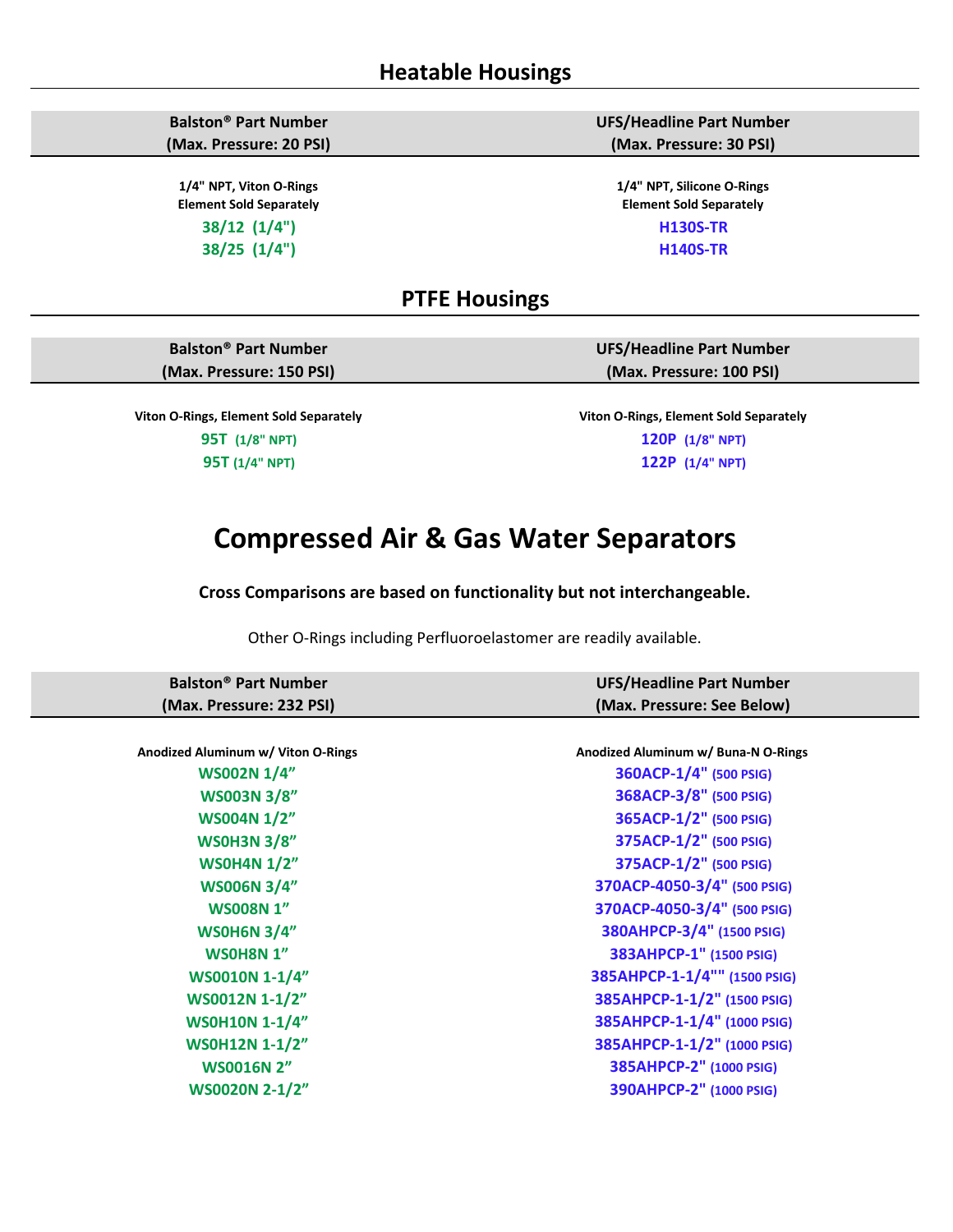## Heatable Housings

| Balston® Part Number (Max. Pressure: 20 PSI) | UFS/Headline Part Number (Max. Pressure: 30 PSI) |
|---|---|
| **1/4" NPT, Viton O-Rings Element Sold Separately** | **1/4" NPT, Silicone O-Rings Element Sold Separately** |
| 38/12 (1/4") | H130S-TR |
| 38/25 (1/4") | H140S-TR |

## PTFE Housings

| Balston® Part Number (Max. Pressure: 150 PSI) | UFS/Headline Part Number (Max. Pressure: 100 PSI) |
|---|---|
| **Viton O-Rings, Element Sold Separately** | **Viton O-Rings, Element Sold Separately** |
| 95T (1/8" NPT) | 120P (1/8" NPT) |
| 95T (1/4" NPT) | 122P (1/4" NPT) |

# Compressed Air & Gas Water Separators

**Cross Comparisons are based on functionality but not interchangeable.**

Other O-Rings including Perfluoroelastomer are readily available.

| Balston® Part Number (Max. Pressure: 232 PSI) | UFS/Headline Part Number (Max. Pressure: See Below) |
|---|---|
| **Anodized Aluminum w/ Viton O-Rings** | **Anodized Aluminum w/ Buna-N O-Rings** |
| WS002N 1/4” | 360ACP-1/4" (500 PSIG) |
| WS003N 3/8” | 368ACP-3/8" (500 PSIG) |
| WS004N 1/2” | 365ACP-1/2" (500 PSIG) |
| WS0H3N 3/8” | 375ACP-1/2" (500 PSIG) |
| WS0H4N 1/2” | 375ACP-1/2" (500 PSIG) |
| WS006N 3/4” | 370ACP-4050-3/4" (500 PSIG) |
| WS008N 1” | 370ACP-4050-3/4" (500 PSIG) |
| WS0H6N 3/4” | 380AHPCP-3/4" (1500 PSIG) |
| WS0H8N 1” | 383AHPCP-1" (1500 PSIG) |
| WS0010N 1-1/4” | 385AHPCP-1-1/4"" (1500 PSIG) |
| WS0012N 1-1/2” | 385AHPCP-1-1/2" (1500 PSIG) |
| WS0H10N 1-1/4” | 385AHPCP-1-1/4" (1000 PSIG) |
| WS0H12N 1-1/2” | 385AHPCP-1-1/2" (1000 PSIG) |
| WS0016N 2” | 385AHPCP-2" (1000 PSIG) |
| WS0020N 2-1/2” | 390AHPCP-2" (1000 PSIG) |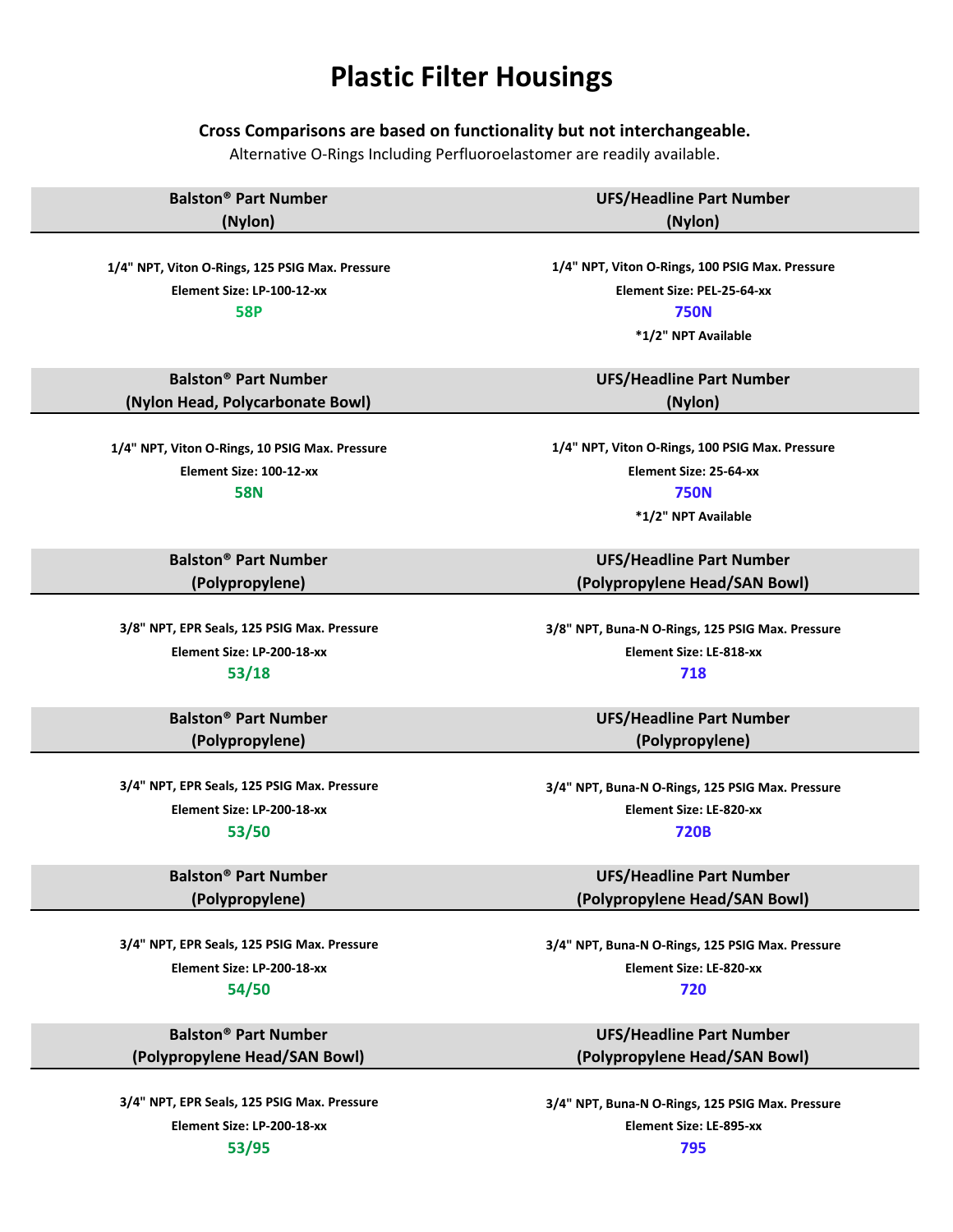# Plastic Filter Housings

**Cross Comparisons are based on functionality but not interchangeable.**

Alternative O-Rings Including Perfluoroelastomer are readily available.

| Balston® Part Number (Nylon) | UFS/Headline Part Number (Nylon) |
|---|---|
| 1/4" NPT, Viton O-Rings, 125 PSIG Max. Pressure<br>Element Size: LP-100-12-xx<br>**58P** | 1/4" NPT, Viton O-Rings, 100 PSIG Max. Pressure<br>Element Size: PEL-25-64-xx<br>**750N**<br>*1/2" NPT Available |

| Balston® Part Number (Nylon Head, Polycarbonate Bowl) | UFS/Headline Part Number (Nylon) |
|---|---|
| 1/4" NPT, Viton O-Rings, 10 PSIG Max. Pressure<br>Element Size: 100-12-xx<br>**58N** | 1/4" NPT, Viton O-Rings, 100 PSIG Max. Pressure<br>Element Size: 25-64-xx<br>**750N**<br>*1/2" NPT Available |

| Balston® Part Number (Polypropylene) | UFS/Headline Part Number (Polypropylene Head/SAN Bowl) |
|---|---|
| 3/8" NPT, EPR Seals, 125 PSIG Max. Pressure<br>Element Size: LP-200-18-xx<br>**53/18** | 3/8" NPT, Buna-N O-Rings, 125 PSIG Max. Pressure<br>Element Size: LE-818-xx<br>**718** |

| Balston® Part Number (Polypropylene) | UFS/Headline Part Number (Polypropylene) |
|---|---|
| 3/4" NPT, EPR Seals, 125 PSIG Max. Pressure<br>Element Size: LP-200-18-xx<br>**53/50** | 3/4" NPT, Buna-N O-Rings, 125 PSIG Max. Pressure<br>Element Size: LE-820-xx<br>**720B** |

| Balston® Part Number (Polypropylene) | UFS/Headline Part Number (Polypropylene Head/SAN Bowl) |
|---|---|
| 3/4" NPT, EPR Seals, 125 PSIG Max. Pressure<br>Element Size: LP-200-18-xx<br>**54/50** | 3/4" NPT, Buna-N O-Rings, 125 PSIG Max. Pressure<br>Element Size: LE-820-xx<br>**720** |

| Balston® Part Number (Polypropylene Head/SAN Bowl) | UFS/Headline Part Number (Polypropylene Head/SAN Bowl) |
|---|---|
| 3/4" NPT, EPR Seals, 125 PSIG Max. Pressure<br>Element Size: LP-200-18-xx<br>**53/95** | 3/4" NPT, Buna-N O-Rings, 125 PSIG Max. Pressure<br>Element Size: LE-895-xx<br>**795** |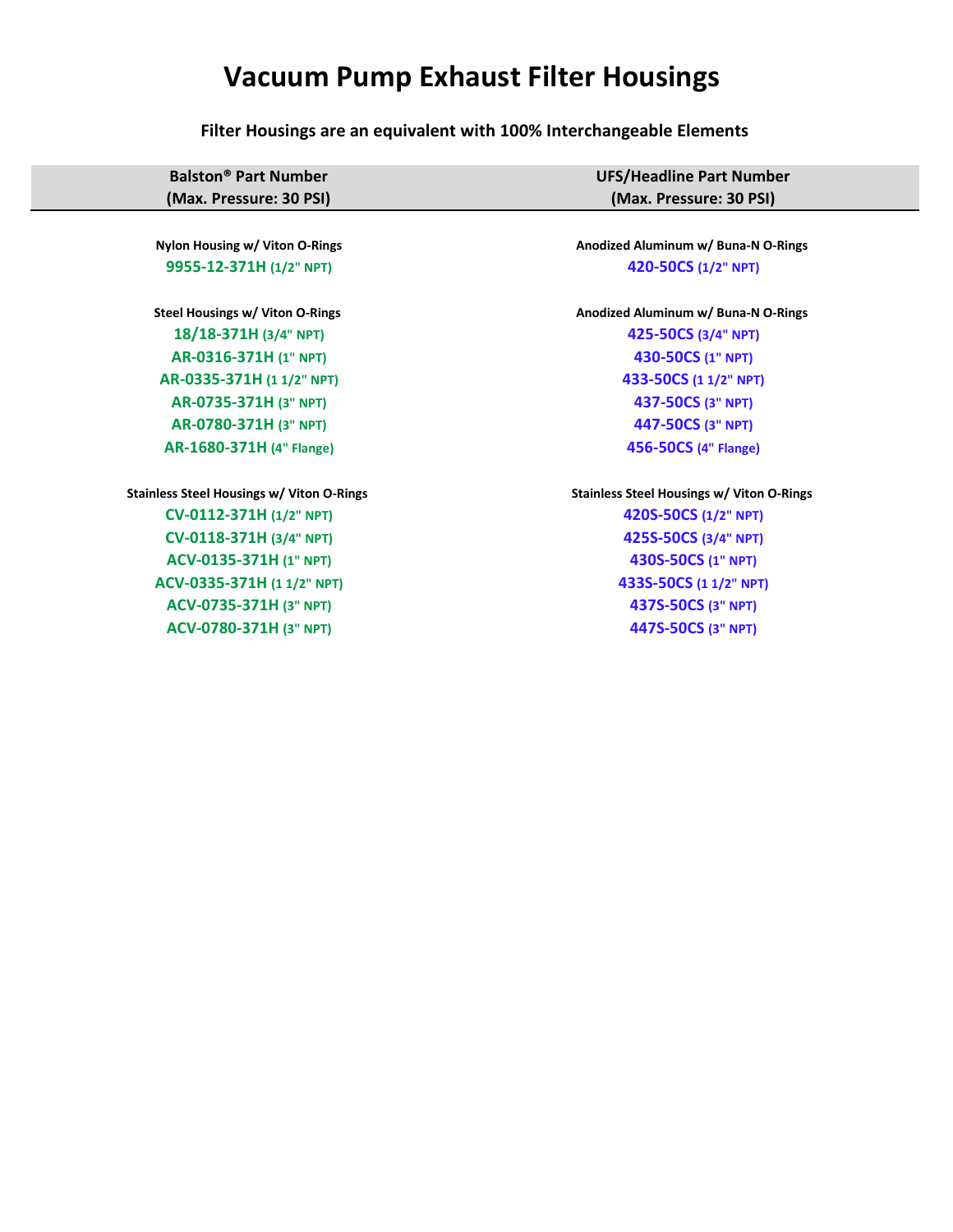# Vacuum Pump Exhaust Filter Housings

**Filter Housings are an equivalent with 100% Interchangeable Elements**

| Balston® Part Number (Max. Pressure: 30 PSI) | UFS/Headline Part Number (Max. Pressure: 30 PSI) |
|---|---|
| **Nylon Housing w/ Viton O-Rings** | **Anodized Aluminum w/ Buna-N O-Rings** |
| **9955-12-371H** (1/2" NPT) | **420-50CS** (1/2" NPT) |
| **Steel Housings w/ Viton O-Rings** | **Anodized Aluminum w/ Buna-N O-Rings** |
| **18/18-371H** (3/4" NPT) | **425-50CS** (3/4" NPT) |
| **AR-0316-371H** (1" NPT) | **430-50CS** (1" NPT) |
| **AR-0335-371H** (1 1/2" NPT) | **433-50CS** (1 1/2" NPT) |
| **AR-0735-371H** (3" NPT) | **437-50CS** (3" NPT) |
| **AR-0780-371H** (3" NPT) | **447-50CS** (3" NPT) |
| **AR-1680-371H** (4" Flange) | **456-50CS** (4" Flange) |
| **Stainless Steel Housings w/ Viton O-Rings** | **Stainless Steel Housings w/ Viton O-Rings** |
| **CV-0112-371H** (1/2" NPT) | **420S-50CS** (1/2" NPT) |
| **CV-0118-371H** (3/4" NPT) | **425S-50CS** (3/4" NPT) |
| **ACV-0135-371H** (1" NPT) | **430S-50CS** (1" NPT) |
| **ACV-0335-371H** (1 1/2" NPT) | **433S-50CS** (1 1/2" NPT) |
| **ACV-0735-371H** (3" NPT) | **437S-50CS** (3" NPT) |
| **ACV-0780-371H** (3" NPT) | **447S-50CS** (3" NPT) |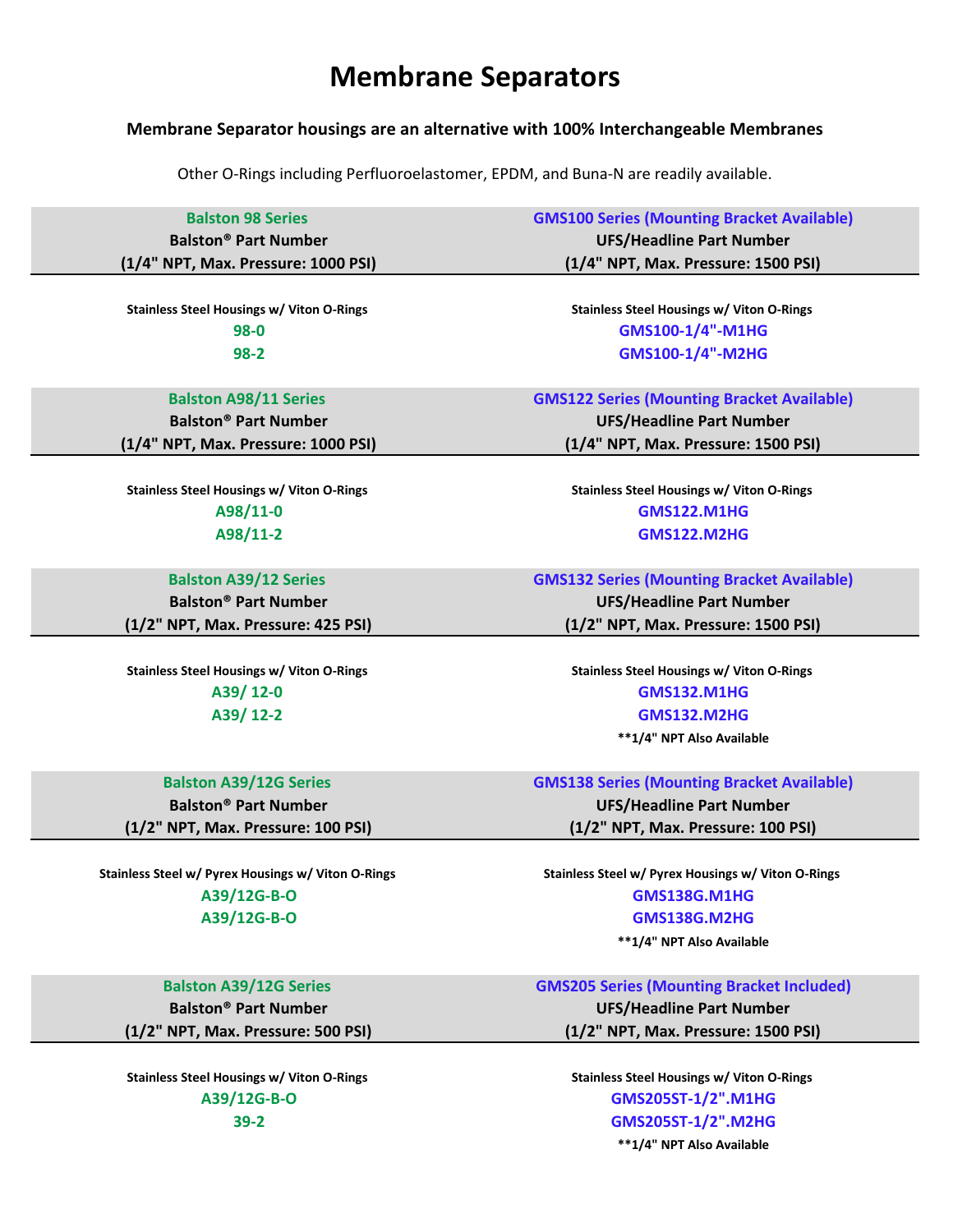# Membrane Separators

**Membrane Separator housings are an alternative with 100% Interchangeable Membranes**

Other O-Rings including Perfluoroelastomer, EPDM, and Buna-N are readily available.

| Balston 98 Series<br>Balston® Part Number<br>(1/4" NPT, Max. Pressure: 1000 PSI) | GMS100 Series (Mounting Bracket Available)<br>UFS/Headline Part Number<br>(1/4" NPT, Max. Pressure: 1500 PSI) |
|---|---|
| Stainless Steel Housings w/ Viton O-Rings | Stainless Steel Housings w/ Viton O-Rings |
| 98-0 | GMS100-1/4"-M1HG |
| 98-2 | GMS100-1/4"-M2HG |

| Balston A98/11 Series<br>Balston® Part Number<br>(1/4" NPT, Max. Pressure: 1000 PSI) | GMS122 Series (Mounting Bracket Available)<br>UFS/Headline Part Number<br>(1/4" NPT, Max. Pressure: 1500 PSI) |
|---|---|
| Stainless Steel Housings w/ Viton O-Rings | Stainless Steel Housings w/ Viton O-Rings |
| A98/11-0 | GMS122.M1HG |
| A98/11-2 | GMS122.M2HG |

| Balston A39/12 Series<br>Balston® Part Number<br>(1/2" NPT, Max. Pressure: 425 PSI) | GMS132 Series (Mounting Bracket Available)<br>UFS/Headline Part Number<br>(1/2" NPT, Max. Pressure: 1500 PSI) |
|---|---|
| Stainless Steel Housings w/ Viton O-Rings | Stainless Steel Housings w/ Viton O-Rings |
| A39/ 12-0 | GMS132.M1HG |
| A39/ 12-2 | GMS132.M2HG |
| | **1/4" NPT Also Available |

| Balston A39/12G Series<br>Balston® Part Number<br>(1/2" NPT, Max. Pressure: 100 PSI) | GMS138 Series (Mounting Bracket Available)<br>UFS/Headline Part Number<br>(1/2" NPT, Max. Pressure: 100 PSI) |
|---|---|
| Stainless Steel w/ Pyrex Housings w/ Viton O-Rings | Stainless Steel w/ Pyrex Housings w/ Viton O-Rings |
| A39/12G-B-O | GMS138G.M1HG |
| A39/12G-B-O | GMS138G.M2HG |
| | **1/4" NPT Also Available |

| Balston A39/12G Series<br>Balston® Part Number<br>(1/2" NPT, Max. Pressure: 500 PSI) | GMS205 Series (Mounting Bracket Included)<br>UFS/Headline Part Number<br>(1/2" NPT, Max. Pressure: 1500 PSI) |
|---|---|
| Stainless Steel Housings w/ Viton O-Rings | Stainless Steel Housings w/ Viton O-Rings |
| A39/12G-B-O | GMS205ST-1/2".M1HG |
| 39-2 | GMS205ST-1/2".M2HG |
| | **1/4" NPT Also Available |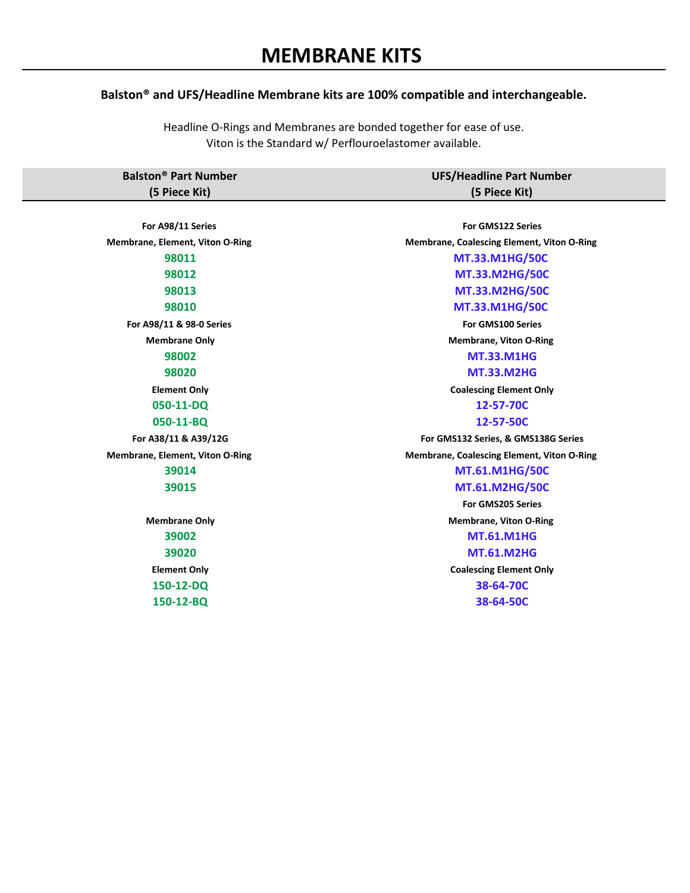# MEMBRANE KITS

**Balston® and UFS/Headline Membrane kits are 100% compatible and interchangeable.**

Headline O-Rings and Membranes are bonded together for ease of use.
Viton is the Standard w/ Perflouroelastomer available.

| Balston® Part Number (5 Piece Kit) | UFS/Headline Part Number (5 Piece Kit) |
|---|---|
| **For A98/11 Series** | **For GMS122 Series** |
| **Membrane, Element, Viton O-Ring** | **Membrane, Coalescing Element, Viton O-Ring** |
| **98011** | **MT.33.M1HG/50C** |
| **98012** | **MT.33.M2HG/50C** |
| **98013** | **MT.33.M2HG/50C** |
| **98010** | **MT.33.M1HG/50C** |
| **For A98/11 & 98-0 Series** | **For GMS100 Series** |
| **Membrane Only** | **Membrane, Viton O-Ring** |
| **98002** | **MT.33.M1HG** |
| **98020** | **MT.33.M2HG** |
| **Element Only** | **Coalescing Element Only** |
| **050-11-DQ** | **12-57-70C** |
| **050-11-BQ** | **12-57-50C** |
| **For A38/11 & A39/12G** | **For GMS132 Series, & GMS138G Series** |
| **Membrane, Element, Viton O-Ring** | **Membrane, Coalescing Element, Viton O-Ring** |
| **39014** | **MT.61.M1HG/50C** |
| **39015** | **MT.61.M2HG/50C** |
| | **For GMS205 Series** |
| **Membrane Only** | **Membrane, Viton O-Ring** |
| **39002** | **MT.61.M1HG** |
| **39020** | **MT.61.M2HG** |
| **Element Only** | **Coalescing Element Only** |
| **150-12-DQ** | **38-64-70C** |
| **150-12-BQ** | **38-64-50C** |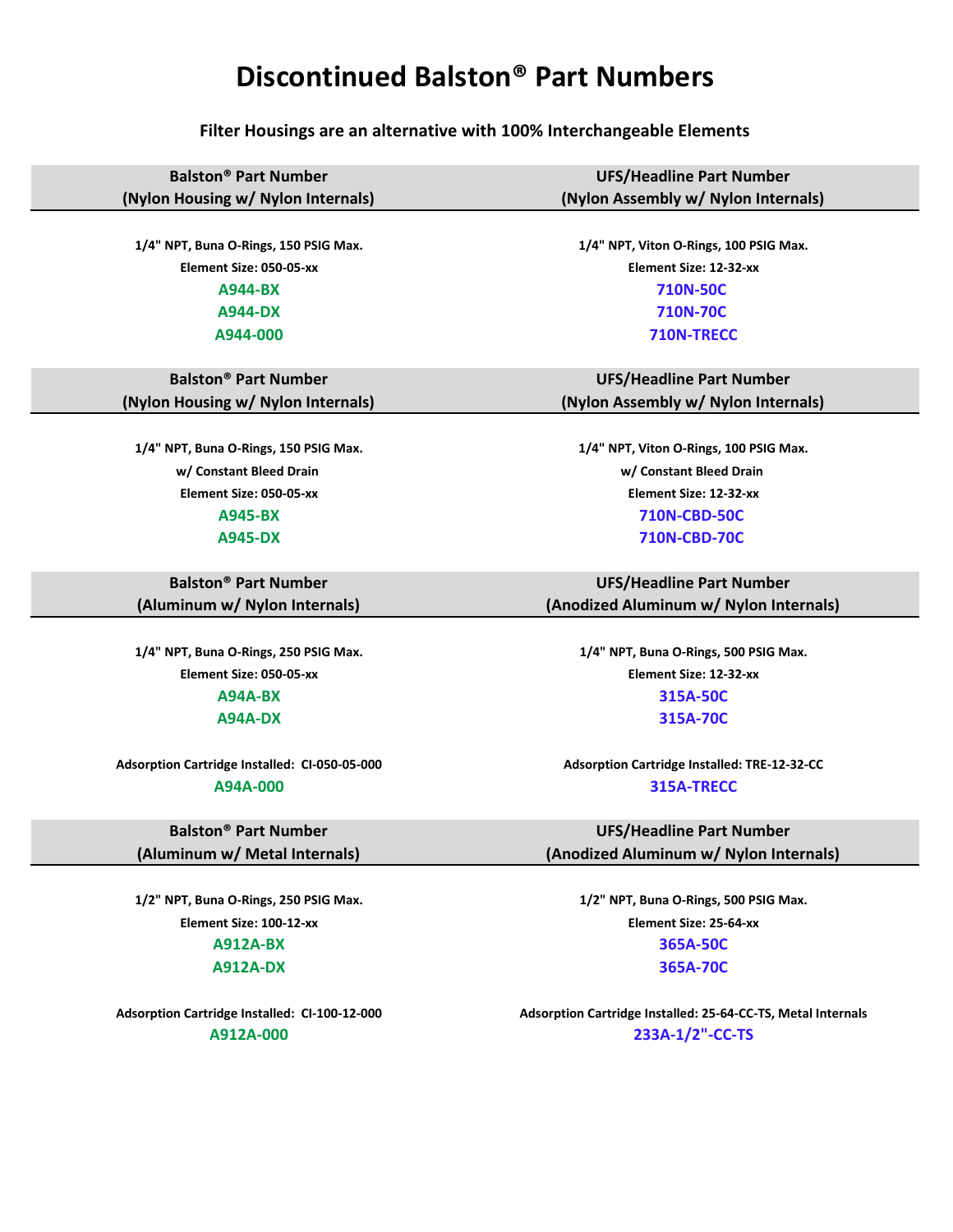# Discontinued Balston® Part Numbers

**Filter Housings are an alternative with 100% Interchangeable Elements**

| Balston® Part Number (Nylon Housing w/ Nylon Internals) | UFS/Headline Part Number (Nylon Assembly w/ Nylon Internals) |
|---|---|
| **1/4" NPT, Buna O-Rings, 150 PSIG Max.** | **1/4" NPT, Viton O-Rings, 100 PSIG Max.** |
| **Element Size: 050-05-xx** | **Element Size: 12-32-xx** |
| **A944-BX** | **710N-50C** |
| **A944-DX** | **710N-70C** |
| **A944-000** | **710N-TRECC** |

| Balston® Part Number (Nylon Housing w/ Nylon Internals) | UFS/Headline Part Number (Nylon Assembly w/ Nylon Internals) |
|---|---|
| **1/4" NPT, Buna O-Rings, 150 PSIG Max.** | **1/4" NPT, Viton O-Rings, 100 PSIG Max.** |
| **w/ Constant Bleed Drain** | **w/ Constant Bleed Drain** |
| **Element Size: 050-05-xx** | **Element Size: 12-32-xx** |
| **A945-BX** | **710N-CBD-50C** |
| **A945-DX** | **710N-CBD-70C** |

| Balston® Part Number (Aluminum w/ Nylon Internals) | UFS/Headline Part Number (Anodized Aluminum w/ Nylon Internals) |
|---|---|
| **1/4" NPT, Buna O-Rings, 250 PSIG Max.** | **1/4" NPT, Buna O-Rings, 500 PSIG Max.** |
| **Element Size: 050-05-xx** | **Element Size: 12-32-xx** |
| **A94A-BX** | **315A-50C** |
| **A94A-DX** | **315A-70C** |
| **Adsorption Cartridge Installed: CI-050-05-000** | **Adsorption Cartridge Installed: TRE-12-32-CC** |
| **A94A-000** | **315A-TRECC** |

| Balston® Part Number (Aluminum w/ Metal Internals) | UFS/Headline Part Number (Anodized Aluminum w/ Nylon Internals) |
|---|---|
| **1/2" NPT, Buna O-Rings, 250 PSIG Max.** | **1/2" NPT, Buna O-Rings, 500 PSIG Max.** |
| **Element Size: 100-12-xx** | **Element Size: 25-64-xx** |
| **A912A-BX** | **365A-50C** |
| **A912A-DX** | **365A-70C** |
| **Adsorption Cartridge Installed: CI-100-12-000** | **Adsorption Cartridge Installed: 25-64-CC-TS, Metal Internals** |
| **A912A-000** | **233A-1/2"-CC-TS** |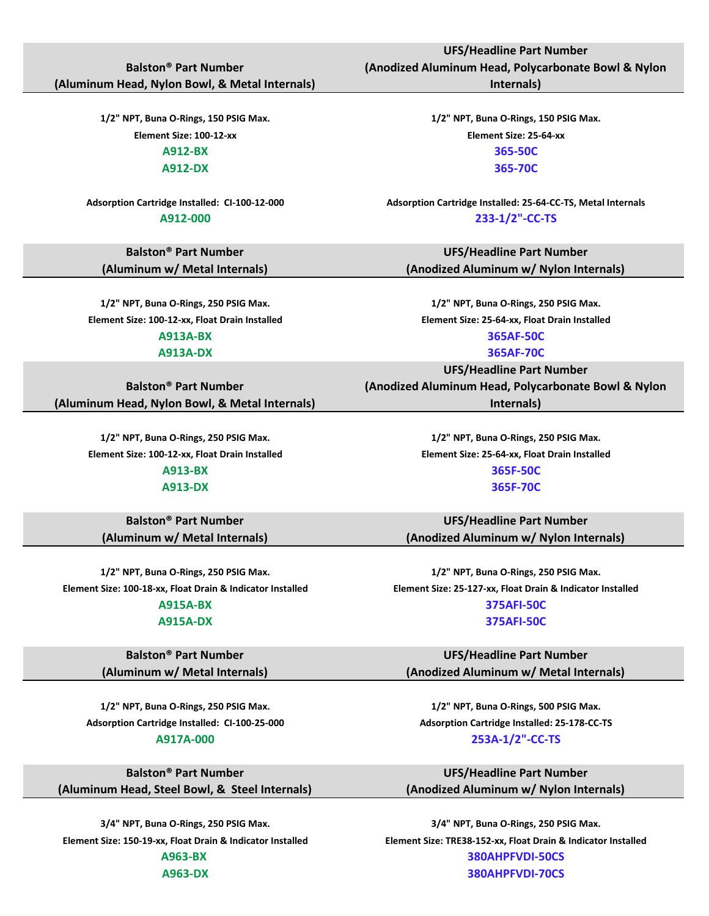| Balston® Part Number (Aluminum Head, Nylon Bowl, & Metal Internals) | UFS/Headline Part Number (Anodized Aluminum Head, Polycarbonate Bowl & Nylon Internals) |
|---|---|
| 1/2" NPT, Buna O-Rings, 150 PSIG Max. | 1/2" NPT, Buna O-Rings, 150 PSIG Max. |
| Element Size: 100-12-xx | Element Size: 25-64-xx |
| A912-BX | 365-50C |
| A912-DX | 365-70C |
| Adsorption Cartridge Installed: CI-100-12-000 | Adsorption Cartridge Installed: 25-64-CC-TS, Metal Internals |
| A912-000 | 233-1/2"-CC-TS |

| Balston® Part Number (Aluminum w/ Metal Internals) | UFS/Headline Part Number (Anodized Aluminum w/ Nylon Internals) |
|---|---|
| 1/2" NPT, Buna O-Rings, 250 PSIG Max. | 1/2" NPT, Buna O-Rings, 250 PSIG Max. |
| Element Size: 100-12-xx, Float Drain Installed | Element Size: 25-64-xx, Float Drain Installed |
| A913A-BX | 365AF-50C |
| A913A-DX | 365AF-70C |

| Balston® Part Number (Aluminum Head, Nylon Bowl, & Metal Internals) | UFS/Headline Part Number (Anodized Aluminum Head, Polycarbonate Bowl & Nylon Internals) |
|---|---|
| 1/2" NPT, Buna O-Rings, 250 PSIG Max. | 1/2" NPT, Buna O-Rings, 250 PSIG Max. |
| Element Size: 100-12-xx, Float Drain Installed | Element Size: 25-64-xx, Float Drain Installed |
| A913-BX | 365F-50C |
| A913-DX | 365F-70C |

| Balston® Part Number (Aluminum w/ Metal Internals) | UFS/Headline Part Number (Anodized Aluminum w/ Nylon Internals) |
|---|---|
| 1/2" NPT, Buna O-Rings, 250 PSIG Max. | 1/2" NPT, Buna O-Rings, 250 PSIG Max. |
| Element Size: 100-18-xx, Float Drain & Indicator Installed | Element Size: 25-127-xx, Float Drain & Indicator Installed |
| A915A-BX | 375AFI-50C |
| A915A-DX | 375AFI-50C |

| Balston® Part Number (Aluminum w/ Metal Internals) | UFS/Headline Part Number (Anodized Aluminum w/ Metal Internals) |
|---|---|
| 1/2" NPT, Buna O-Rings, 250 PSIG Max. | 1/2" NPT, Buna O-Rings, 500 PSIG Max. |
| Adsorption Cartridge Installed: CI-100-25-000 | Adsorption Cartridge Installed: 25-178-CC-TS |
| A917A-000 | 253A-1/2"-CC-TS |

| Balston® Part Number (Aluminum Head, Steel Bowl, & Steel Internals) | UFS/Headline Part Number (Anodized Aluminum w/ Nylon Internals) |
|---|---|
| 3/4" NPT, Buna O-Rings, 250 PSIG Max. | 3/4" NPT, Buna O-Rings, 250 PSIG Max. |
| Element Size: 150-19-xx, Float Drain & Indicator Installed | Element Size: TRE38-152-xx, Float Drain & Indicator Installed |
| A963-BX | 380AHPFVDI-50CS |
| A963-DX | 380AHPFVDI-70CS |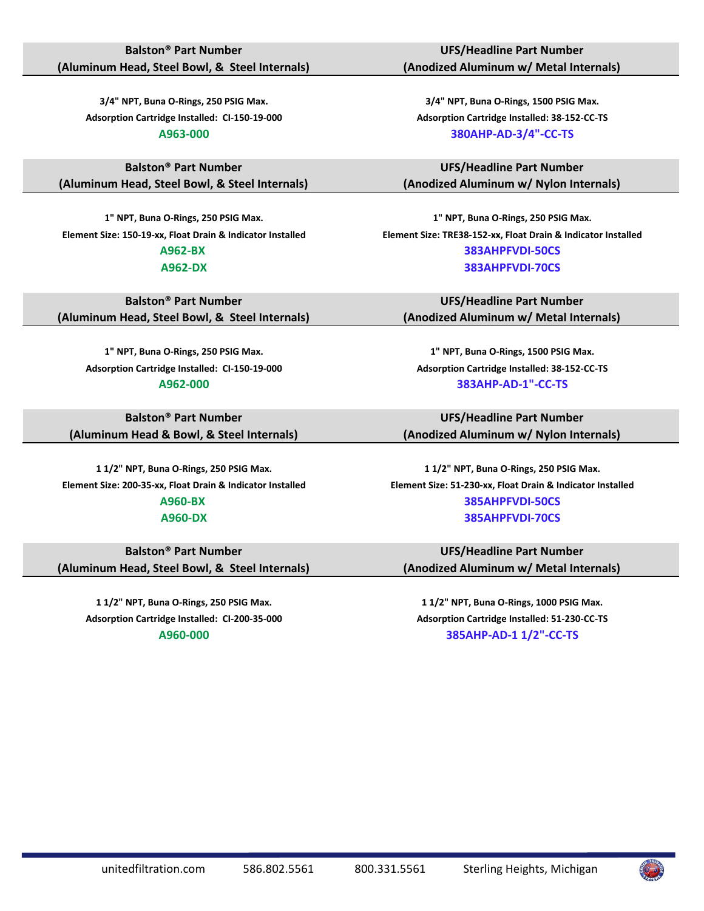| Balston® Part Number (Aluminum Head, Steel Bowl, & Steel Internals) | UFS/Headline Part Number (Anodized Aluminum w/ Metal Internals) |
| --- | --- |
| 3/4" NPT, Buna O-Rings, 250 PSIG Max.<br>Adsorption Cartridge Installed: CI-150-19-000<br>**A963-000** | 3/4" NPT, Buna O-Rings, 1500 PSIG Max.<br>Adsorption Cartridge Installed: 38-152-CC-TS<br>**380AHP-AD-3/4"-CC-TS** |

| Balston® Part Number (Aluminum Head, Steel Bowl, & Steel Internals) | UFS/Headline Part Number (Anodized Aluminum w/ Nylon Internals) |
| --- | --- |
| 1" NPT, Buna O-Rings, 250 PSIG Max.<br>Element Size: 150-19-xx, Float Drain & Indicator Installed<br>**A962-BX**<br>**A962-DX** | 1" NPT, Buna O-Rings, 250 PSIG Max.<br>Element Size: TRE38-152-xx, Float Drain & Indicator Installed<br>**383AHPFVDI-50CS**<br>**383AHPFVDI-70CS** |

| Balston® Part Number (Aluminum Head, Steel Bowl, & Steel Internals) | UFS/Headline Part Number (Anodized Aluminum w/ Metal Internals) |
| --- | --- |
| 1" NPT, Buna O-Rings, 250 PSIG Max.<br>Adsorption Cartridge Installed: CI-150-19-000<br>**A962-000** | 1" NPT, Buna O-Rings, 1500 PSIG Max.<br>Adsorption Cartridge Installed: 38-152-CC-TS<br>**383AHP-AD-1"-CC-TS** |

| Balston® Part Number (Aluminum Head & Bowl, & Steel Internals) | UFS/Headline Part Number (Anodized Aluminum w/ Nylon Internals) |
| --- | --- |
| 1 1/2" NPT, Buna O-Rings, 250 PSIG Max.<br>Element Size: 200-35-xx, Float Drain & Indicator Installed<br>**A960-BX**<br>**A960-DX** | 1 1/2" NPT, Buna O-Rings, 250 PSIG Max.<br>Element Size: 51-230-xx, Float Drain & Indicator Installed<br>**385AHPFVDI-50CS**<br>**385AHPFVDI-70CS** |

| Balston® Part Number (Aluminum Head, Steel Bowl, & Steel Internals) | UFS/Headline Part Number (Anodized Aluminum w/ Metal Internals) |
| --- | --- |
| 1 1/2" NPT, Buna O-Rings, 250 PSIG Max.<br>Adsorption Cartridge Installed: CI-200-35-000<br>**A960-000** | 1 1/2" NPT, Buna O-Rings, 1000 PSIG Max.<br>Adsorption Cartridge Installed: 51-230-CC-TS<br>**385AHP-AD-1 1/2"-CC-TS** |

unitedfiltration.com 586.802.5561 800.331.5561 Sterling Heights, Michigan